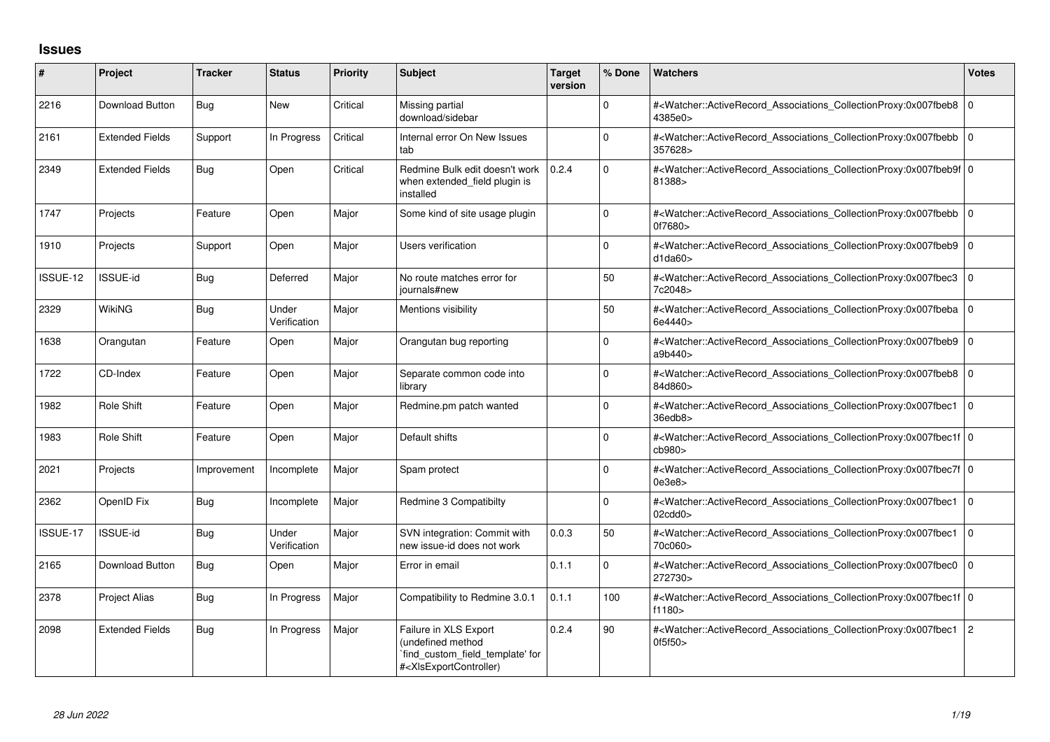## Issues

| # | Project | Tracker | Status | Priority | Subject | Target version | % Done | Watchers | Votes |
|---|---|---|---|---|---|---|---|---|---|
| 2216 | Download Button | Bug | New | Critical | Missing partial download/sidebar | | 0 | #<Watcher::ActiveRecord_Associations_CollectionProxy:0x007fbeb84385e0> | 0 |
| 2161 | Extended Fields | Support | In Progress | Critical | Internal error On New Issues tab | | 0 | #<Watcher::ActiveRecord_Associations_CollectionProxy:0x007fbebb357628> | 0 |
| 2349 | Extended Fields | Bug | Open | Critical | Redmine Bulk edit doesn't work when extended_field plugin is installed | 0.2.4 | 0 | #<Watcher::ActiveRecord_Associations_CollectionProxy:0x007fbeb9f81388> | 0 |
| 1747 | Projects | Feature | Open | Major | Some kind of site usage plugin | | 0 | #<Watcher::ActiveRecord_Associations_CollectionProxy:0x007fbebb0f7680> | 0 |
| 1910 | Projects | Support | Open | Major | Users verification | | 0 | #<Watcher::ActiveRecord_Associations_CollectionProxy:0x007fbeb9d1da60> | 0 |
| ISSUE-12 | ISSUE-id | Bug | Deferred | Major | No route matches error for journals#new | | 50 | #<Watcher::ActiveRecord_Associations_CollectionProxy:0x007fbec37c2048> | 0 |
| 2329 | WikiNG | Bug | Under Verification | Major | Mentions visibility | | 50 | #<Watcher::ActiveRecord_Associations_CollectionProxy:0x007fbeba6e4440> | 0 |
| 1638 | Orangutan | Feature | Open | Major | Orangutan bug reporting | | 0 | #<Watcher::ActiveRecord_Associations_CollectionProxy:0x007fbeb9a9b440> | 0 |
| 1722 | CD-Index | Feature | Open | Major | Separate common code into library | | 0 | #<Watcher::ActiveRecord_Associations_CollectionProxy:0x007fbeb884d860> | 0 |
| 1982 | Role Shift | Feature | Open | Major | Redmine.pm patch wanted | | 0 | #<Watcher::ActiveRecord_Associations_CollectionProxy:0x007fbec136edb8> | 0 |
| 1983 | Role Shift | Feature | Open | Major | Default shifts | | 0 | #<Watcher::ActiveRecord_Associations_CollectionProxy:0x007fbec1fcb980> | 0 |
| 2021 | Projects | Improvement | Incomplete | Major | Spam protect | | 0 | #<Watcher::ActiveRecord_Associations_CollectionProxy:0x007fbec7f0e3e8> | 0 |
| 2362 | OpenID Fix | Bug | Incomplete | Major | Redmine 3 Compatibilty | | 0 | #<Watcher::ActiveRecord_Associations_CollectionProxy:0x007fbec102cdd0> | 0 |
| ISSUE-17 | ISSUE-id | Bug | Under Verification | Major | SVN integration: Commit with new issue-id does not work | 0.0.3 | 50 | #<Watcher::ActiveRecord_Associations_CollectionProxy:0x007fbec170c060> | 0 |
| 2165 | Download Button | Bug | Open | Major | Error in email | 0.1.1 | 0 | #<Watcher::ActiveRecord_Associations_CollectionProxy:0x007fbec0272730> | 0 |
| 2378 | Project Alias | Bug | In Progress | Major | Compatibility to Redmine 3.0.1 | 0.1.1 | 100 | #<Watcher::ActiveRecord_Associations_CollectionProxy:0x007fbec1ff1180> | 0 |
| 2098 | Extended Fields | Bug | In Progress | Major | Failure in XLS Export (undefined method `find_custom_field_template' for #<XlsExportController) | 0.2.4 | 90 | #<Watcher::ActiveRecord_Associations_CollectionProxy:0x007fbec10f5f50> | 2 |

*28 Jun 2022*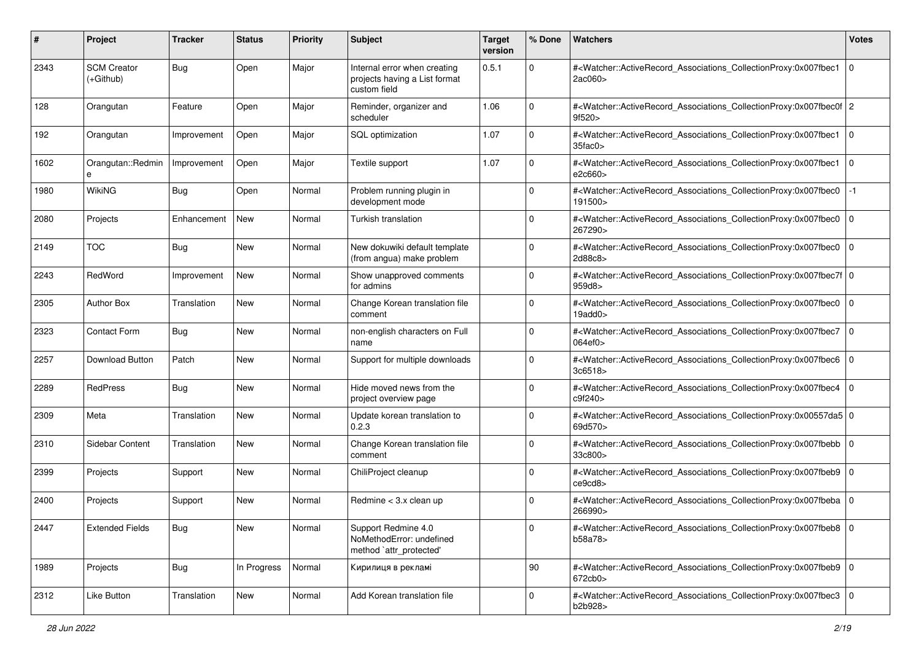| # | Project | Tracker | Status | Priority | Subject | Target version | % Done | Watchers | Votes |
|---|---|---|---|---|---|---|---|---|---|
| 2343 | SCM Creator (+Github) | Bug | Open | Major | Internal error when creating projects having a List format custom field | 0.5.1 | 0 | #<Watcher::ActiveRecord_Associations_CollectionProxy:0x007fbec12ac060> | 0 |
| 128 | Orangutan | Feature | Open | Major | Reminder, organizer and scheduler | 1.06 | 0 | #<Watcher::ActiveRecord_Associations_CollectionProxy:0x007fbec0f9f520> | 2 |
| 192 | Orangutan | Improvement | Open | Major | SQL optimization | 1.07 | 0 | #<Watcher::ActiveRecord_Associations_CollectionProxy:0x007fbec135fac0> | 0 |
| 1602 | Orangutan::Redmine | Improvement | Open | Major | Textile support | 1.07 | 0 | #<Watcher::ActiveRecord_Associations_CollectionProxy:0x007fbec1e2c660> | 0 |
| 1980 | WikiNG | Bug | Open | Normal | Problem running plugin in development mode | | 0 | #<Watcher::ActiveRecord_Associations_CollectionProxy:0x007fbec0191500> | -1 |
| 2080 | Projects | Enhancement | New | Normal | Turkish translation | | 0 | #<Watcher::ActiveRecord_Associations_CollectionProxy:0x007fbec0267290> | 0 |
| 2149 | TOC | Bug | New | Normal | New dokuwiki default template (from angua) make problem | | 0 | #<Watcher::ActiveRecord_Associations_CollectionProxy:0x007fbec02d88c8> | 0 |
| 2243 | RedWord | Improvement | New | Normal | Show unapproved comments for admins | | 0 | #<Watcher::ActiveRecord_Associations_CollectionProxy:0x007fbec7f959d8> | 0 |
| 2305 | Author Box | Translation | New | Normal | Change Korean translation file comment | | 0 | #<Watcher::ActiveRecord_Associations_CollectionProxy:0x007fbec019add0> | 0 |
| 2323 | Contact Form | Bug | New | Normal | non-english characters on Full name | | 0 | #<Watcher::ActiveRecord_Associations_CollectionProxy:0x007fbec7064ef0> | 0 |
| 2257 | Download Button | Patch | New | Normal | Support for multiple downloads | | 0 | #<Watcher::ActiveRecord_Associations_CollectionProxy:0x007fbec63c6518> | 0 |
| 2289 | RedPress | Bug | New | Normal | Hide moved news from the project overview page | | 0 | #<Watcher::ActiveRecord_Associations_CollectionProxy:0x007fbec4c9f240> | 0 |
| 2309 | Meta | Translation | New | Normal | Update korean translation to 0.2.3 | | 0 | #<Watcher::ActiveRecord_Associations_CollectionProxy:0x00557da569d570> | 0 |
| 2310 | Sidebar Content | Translation | New | Normal | Change Korean translation file comment | | 0 | #<Watcher::ActiveRecord_Associations_CollectionProxy:0x007fbebb33c800> | 0 |
| 2399 | Projects | Support | New | Normal | ChiliProject cleanup | | 0 | #<Watcher::ActiveRecord_Associations_CollectionProxy:0x007fbeb9ce9cd8> | 0 |
| 2400 | Projects | Support | New | Normal | Redmine < 3.x clean up | | 0 | #<Watcher::ActiveRecord_Associations_CollectionProxy:0x007fbeba266990> | 0 |
| 2447 | Extended Fields | Bug | New | Normal | Support Redmine 4.0 NoMethodError: undefined method `attr_protected' | | 0 | #<Watcher::ActiveRecord_Associations_CollectionProxy:0x007fbeb8b58a78> | 0 |
| 1989 | Projects | Bug | In Progress | Normal | Кирилиця в рекламі | | 90 | #<Watcher::ActiveRecord_Associations_CollectionProxy:0x007fbeb9672cb0> | 0 |
| 2312 | Like Button | Translation | New | Normal | Add Korean translation file | | 0 | #<Watcher::ActiveRecord_Associations_CollectionProxy:0x007fbec3b2b928> | 0 |

*28 Jun 2022*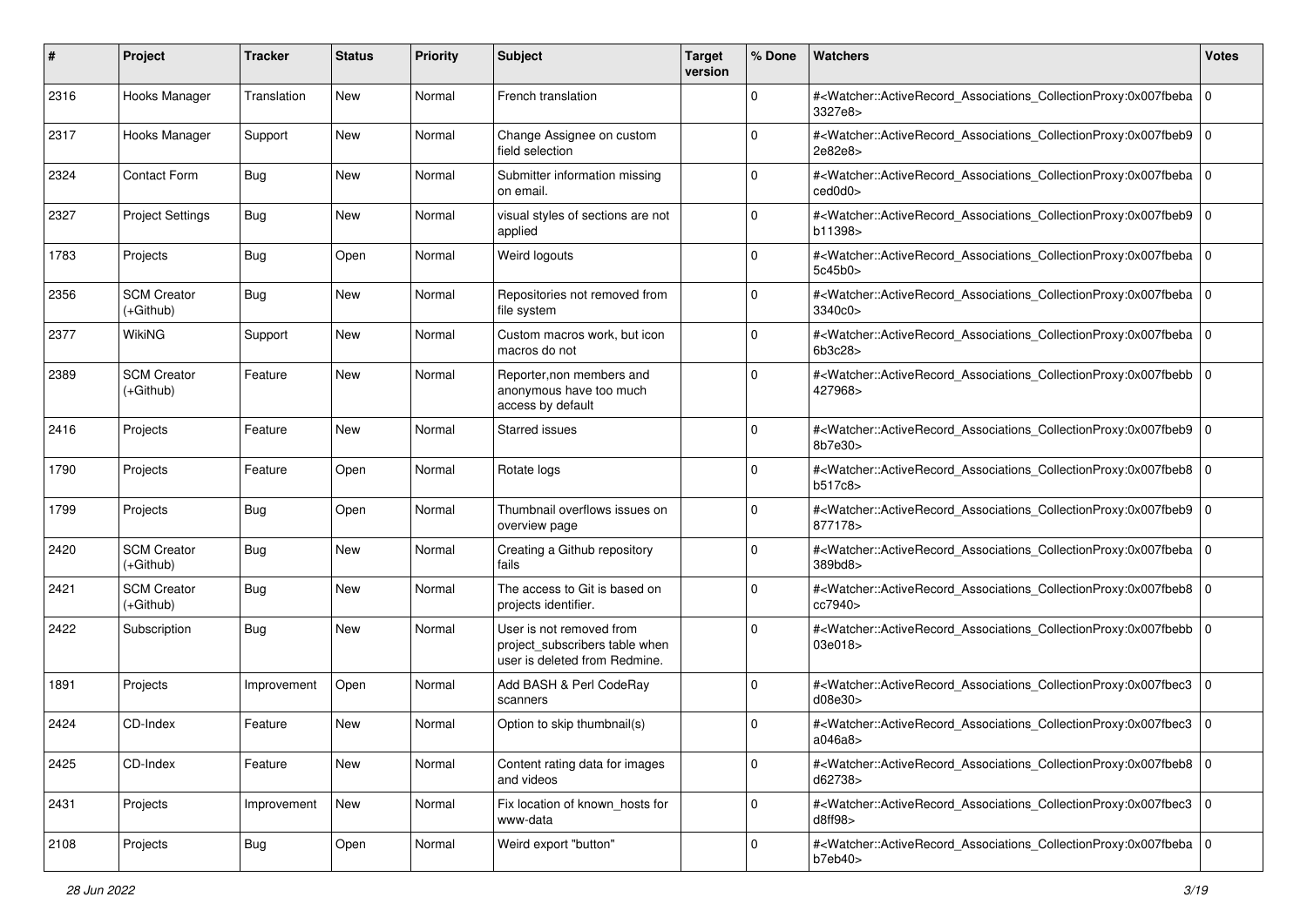| # | Project | Tracker | Status | Priority | Subject | Target version | % Done | Watchers | Votes |
|---|---|---|---|---|---|---|---|---|---|
| 2316 | Hooks Manager | Translation | New | Normal | French translation | | 0 | #<Watcher::ActiveRecord_Associations_CollectionProxy:0x007fbeba3327e8> | 0 |
| 2317 | Hooks Manager | Support | New | Normal | Change Assignee on custom field selection | | 0 | #<Watcher::ActiveRecord_Associations_CollectionProxy:0x007fbeb92e82e8> | 0 |
| 2324 | Contact Form | Bug | New | Normal | Submitter information missing on email. | | 0 | #<Watcher::ActiveRecord_Associations_CollectionProxy:0x007fbebaced0d0> | 0 |
| 2327 | Project Settings | Bug | New | Normal | visual styles of sections are not applied | | 0 | #<Watcher::ActiveRecord_Associations_CollectionProxy:0x007fbeb9b11398> | 0 |
| 1783 | Projects | Bug | Open | Normal | Weird logouts | | 0 | #<Watcher::ActiveRecord_Associations_CollectionProxy:0x007fbeba5c45b0> | 0 |
| 2356 | SCM Creator (+Github) | Bug | New | Normal | Repositories not removed from file system | | 0 | #<Watcher::ActiveRecord_Associations_CollectionProxy:0x007fbeba3340c0> | 0 |
| 2377 | WikiNG | Support | New | Normal | Custom macros work, but icon macros do not | | 0 | #<Watcher::ActiveRecord_Associations_CollectionProxy:0x007fbeba6b3c28> | 0 |
| 2389 | SCM Creator (+Github) | Feature | New | Normal | Reporter,non members and anonymous have too much access by default | | 0 | #<Watcher::ActiveRecord_Associations_CollectionProxy:0x007fbebb427968> | 0 |
| 2416 | Projects | Feature | New | Normal | Starred issues | | 0 | #<Watcher::ActiveRecord_Associations_CollectionProxy:0x007fbeb98b7e30> | 0 |
| 1790 | Projects | Feature | Open | Normal | Rotate logs | | 0 | #<Watcher::ActiveRecord_Associations_CollectionProxy:0x007fbeb8b517c8> | 0 |
| 1799 | Projects | Bug | Open | Normal | Thumbnail overflows issues on overview page | | 0 | #<Watcher::ActiveRecord_Associations_CollectionProxy:0x007fbeb9877178> | 0 |
| 2420 | SCM Creator (+Github) | Bug | New | Normal | Creating a Github repository fails | | 0 | #<Watcher::ActiveRecord_Associations_CollectionProxy:0x007fbeba389bd8> | 0 |
| 2421 | SCM Creator (+Github) | Bug | New | Normal | The access to Git is based on projects identifier. | | 0 | #<Watcher::ActiveRecord_Associations_CollectionProxy:0x007fbeb8cc7940> | 0 |
| 2422 | Subscription | Bug | New | Normal | User is not removed from project_subscribers table when user is deleted from Redmine. | | 0 | #<Watcher::ActiveRecord_Associations_CollectionProxy:0x007fbebb03e018> | 0 |
| 1891 | Projects | Improvement | Open | Normal | Add BASH & Perl CodeRay scanners | | 0 | #<Watcher::ActiveRecord_Associations_CollectionProxy:0x007fbec3d08e30> | 0 |
| 2424 | CD-Index | Feature | New | Normal | Option to skip thumbnail(s) | | 0 | #<Watcher::ActiveRecord_Associations_CollectionProxy:0x007fbec3a046a8> | 0 |
| 2425 | CD-Index | Feature | New | Normal | Content rating data for images and videos | | 0 | #<Watcher::ActiveRecord_Associations_CollectionProxy:0x007fbeb8d62738> | 0 |
| 2431 | Projects | Improvement | New | Normal | Fix location of known_hosts for www-data | | 0 | #<Watcher::ActiveRecord_Associations_CollectionProxy:0x007fbec3d8ff98> | 0 |
| 2108 | Projects | Bug | Open | Normal | Weird export "button" | | 0 | #<Watcher::ActiveRecord_Associations_CollectionProxy:0x007fbebab7eb40> | 0 |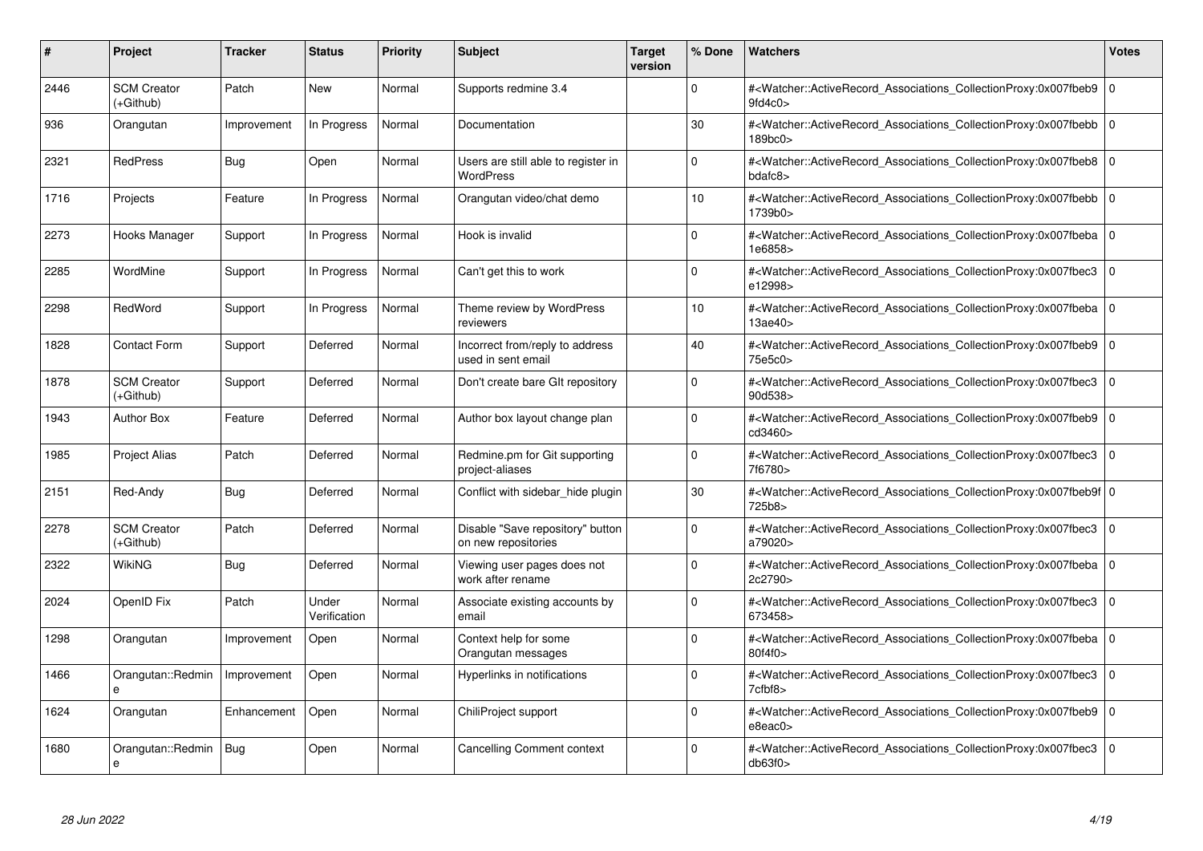| # | Project | Tracker | Status | Priority | Subject | Target version | % Done | Watchers | Votes |
|---|---|---|---|---|---|---|---|---|---|
| 2446 | SCM Creator (+Github) | Patch | New | Normal | Supports redmine 3.4 | | 0 | #<Watcher::ActiveRecord_Associations_CollectionProxy:0x007fbeb99fd4c0> | 0 |
| 936 | Orangutan | Improvement | In Progress | Normal | Documentation | | 30 | #<Watcher::ActiveRecord_Associations_CollectionProxy:0x007fbebb189bc0> | 0 |
| 2321 | RedPress | Bug | Open | Normal | Users are still able to register in WordPress | | 0 | #<Watcher::ActiveRecord_Associations_CollectionProxy:0x007fbeb8bdafc8> | 0 |
| 1716 | Projects | Feature | In Progress | Normal | Orangutan video/chat demo | | 10 | #<Watcher::ActiveRecord_Associations_CollectionProxy:0x007fbebb1739b0> | 0 |
| 2273 | Hooks Manager | Support | In Progress | Normal | Hook is invalid | | 0 | #<Watcher::ActiveRecord_Associations_CollectionProxy:0x007fbeba1e6858> | 0 |
| 2285 | WordMine | Support | In Progress | Normal | Can't get this to work | | 0 | #<Watcher::ActiveRecord_Associations_CollectionProxy:0x007fbec3e12998> | 0 |
| 2298 | RedWord | Support | In Progress | Normal | Theme review by WordPress reviewers | | 10 | #<Watcher::ActiveRecord_Associations_CollectionProxy:0x007fbeba13ae40> | 0 |
| 1828 | Contact Form | Support | Deferred | Normal | Incorrect from/reply to address used in sent email | | 40 | #<Watcher::ActiveRecord_Associations_CollectionProxy:0x007fbeb975e5c0> | 0 |
| 1878 | SCM Creator (+Github) | Support | Deferred | Normal | Don't create bare GIt repository | | 0 | #<Watcher::ActiveRecord_Associations_CollectionProxy:0x007fbec390d538> | 0 |
| 1943 | Author Box | Feature | Deferred | Normal | Author box layout change plan | | 0 | #<Watcher::ActiveRecord_Associations_CollectionProxy:0x007fbeb9cd3460> | 0 |
| 1985 | Project Alias | Patch | Deferred | Normal | Redmine.pm for Git supporting project-aliases | | 0 | #<Watcher::ActiveRecord_Associations_CollectionProxy:0x007fbec37f6780> | 0 |
| 2151 | Red-Andy | Bug | Deferred | Normal | Conflict with sidebar_hide plugin | | 30 | #<Watcher::ActiveRecord_Associations_CollectionProxy:0x007fbeb9f725b8> | 0 |
| 2278 | SCM Creator (+Github) | Patch | Deferred | Normal | Disable "Save repository" button on new repositories | | 0 | #<Watcher::ActiveRecord_Associations_CollectionProxy:0x007fbec3a79020> | 0 |
| 2322 | WikiNG | Bug | Deferred | Normal | Viewing user pages does not work after rename | | 0 | #<Watcher::ActiveRecord_Associations_CollectionProxy:0x007fbeba2c2790> | 0 |
| 2024 | OpenID Fix | Patch | Under Verification | Normal | Associate existing accounts by email | | 0 | #<Watcher::ActiveRecord_Associations_CollectionProxy:0x007fbec3673458> | 0 |
| 1298 | Orangutan | Improvement | Open | Normal | Context help for some Orangutan messages | | 0 | #<Watcher::ActiveRecord_Associations_CollectionProxy:0x007fbeba80f4f0> | 0 |
| 1466 | Orangutan::Redmine | Improvement | Open | Normal | Hyperlinks in notifications | | 0 | #<Watcher::ActiveRecord_Associations_CollectionProxy:0x007fbec37cfbf8> | 0 |
| 1624 | Orangutan | Enhancement | Open | Normal | ChiliProject support | | 0 | #<Watcher::ActiveRecord_Associations_CollectionProxy:0x007fbeb9e8eac0> | 0 |
| 1680 | Orangutan::Redmine | Bug | Open | Normal | Cancelling Comment context | | 0 | #<Watcher::ActiveRecord_Associations_CollectionProxy:0x007fbec3db63f0> | 0 |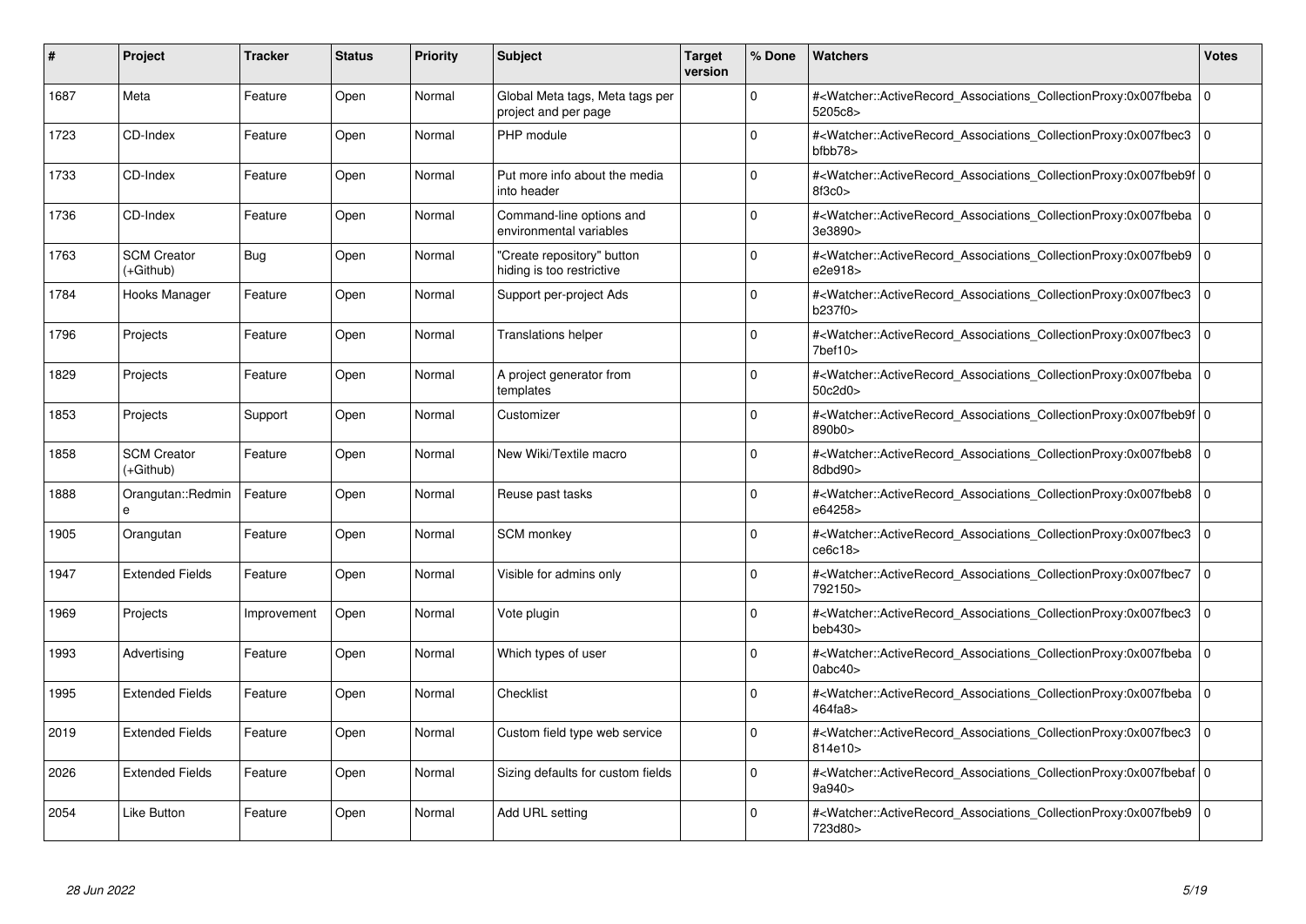| # | Project | Tracker | Status | Priority | Subject | Target version | % Done | Watchers | Votes |
|---|---|---|---|---|---|---|---|---|---|
| 1687 | Meta | Feature | Open | Normal | Global Meta tags, Meta tags per project and per page | | 0 | #<Watcher::ActiveRecord_Associations_CollectionProxy:0x007fbeba5205c8> | 0 |
| 1723 | CD-Index | Feature | Open | Normal | PHP module | | 0 | #<Watcher::ActiveRecord_Associations_CollectionProxy:0x007fbec3bfbb78> | 0 |
| 1733 | CD-Index | Feature | Open | Normal | Put more info about the media into header | | 0 | #<Watcher::ActiveRecord_Associations_CollectionProxy:0x007fbeb9f8f3c0> | 0 |
| 1736 | CD-Index | Feature | Open | Normal | Command-line options and environmental variables | | 0 | #<Watcher::ActiveRecord_Associations_CollectionProxy:0x007fbeba3e3890> | 0 |
| 1763 | SCM Creator (+Github) | Bug | Open | Normal | "Create repository" button hiding is too restrictive | | 0 | #<Watcher::ActiveRecord_Associations_CollectionProxy:0x007fbeb9e2e918> | 0 |
| 1784 | Hooks Manager | Feature | Open | Normal | Support per-project Ads | | 0 | #<Watcher::ActiveRecord_Associations_CollectionProxy:0x007fbec3b237f0> | 0 |
| 1796 | Projects | Feature | Open | Normal | Translations helper | | 0 | #<Watcher::ActiveRecord_Associations_CollectionProxy:0x007fbec37bef10> | 0 |
| 1829 | Projects | Feature | Open | Normal | A project generator from templates | | 0 | #<Watcher::ActiveRecord_Associations_CollectionProxy:0x007fbeba50c2d0> | 0 |
| 1853 | Projects | Support | Open | Normal | Customizer | | 0 | #<Watcher::ActiveRecord_Associations_CollectionProxy:0x007fbeb9f890b0> | 0 |
| 1858 | SCM Creator (+Github) | Feature | Open | Normal | New Wiki/Textile macro | | 0 | #<Watcher::ActiveRecord_Associations_CollectionProxy:0x007fbeb88dbd90> | 0 |
| 1888 | Orangutan::Redmine | Feature | Open | Normal | Reuse past tasks | | 0 | #<Watcher::ActiveRecord_Associations_CollectionProxy:0x007fbeb8e64258> | 0 |
| 1905 | Orangutan | Feature | Open | Normal | SCM monkey | | 0 | #<Watcher::ActiveRecord_Associations_CollectionProxy:0x007fbec3ce6c18> | 0 |
| 1947 | Extended Fields | Feature | Open | Normal | Visible for admins only | | 0 | #<Watcher::ActiveRecord_Associations_CollectionProxy:0x007fbec7792150> | 0 |
| 1969 | Projects | Improvement | Open | Normal | Vote plugin | | 0 | #<Watcher::ActiveRecord_Associations_CollectionProxy:0x007fbec3beb430> | 0 |
| 1993 | Advertising | Feature | Open | Normal | Which types of user | | 0 | #<Watcher::ActiveRecord_Associations_CollectionProxy:0x007fbeba0abc40> | 0 |
| 1995 | Extended Fields | Feature | Open | Normal | Checklist | | 0 | #<Watcher::ActiveRecord_Associations_CollectionProxy:0x007fbeba464fa8> | 0 |
| 2019 | Extended Fields | Feature | Open | Normal | Custom field type web service | | 0 | #<Watcher::ActiveRecord_Associations_CollectionProxy:0x007fbec3814e10> | 0 |
| 2026 | Extended Fields | Feature | Open | Normal | Sizing defaults for custom fields | | 0 | #<Watcher::ActiveRecord_Associations_CollectionProxy:0x007fbebaf9a940> | 0 |
| 2054 | Like Button | Feature | Open | Normal | Add URL setting | | 0 | #<Watcher::ActiveRecord_Associations_CollectionProxy:0x007fbeb9723d80> | 0 |

*28 Jun 2022*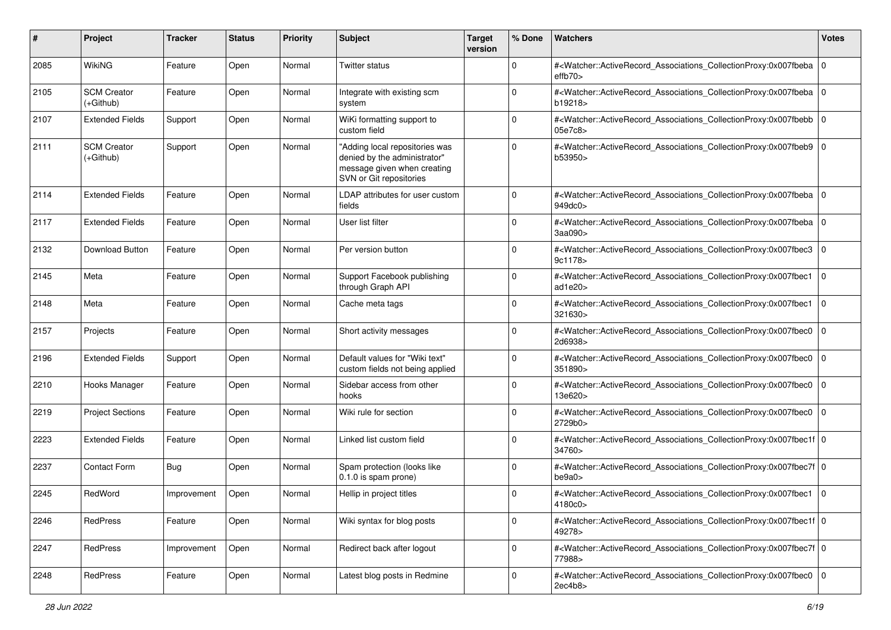| # | Project | Tracker | Status | Priority | Subject | Target version | % Done | Watchers | Votes |
|---|---|---|---|---|---|---|---|---|---|
| 2085 | WikiNG | Feature | Open | Normal | Twitter status | | 0 | #<Watcher::ActiveRecord_Associations_CollectionProxy:0x007fbebaeffb70> | 0 |
| 2105 | SCM Creator (+Github) | Feature | Open | Normal | Integrate with existing scm system | | 0 | #<Watcher::ActiveRecord_Associations_CollectionProxy:0x007fbebab19218> | 0 |
| 2107 | Extended Fields | Support | Open | Normal | WiKi formatting support to custom field | | 0 | #<Watcher::ActiveRecord_Associations_CollectionProxy:0x007fbebb05e7c8> | 0 |
| 2111 | SCM Creator (+Github) | Support | Open | Normal | "Adding local repositories was denied by the administrator" message given when creating SVN or Git repositories | | 0 | #<Watcher::ActiveRecord_Associations_CollectionProxy:0x007fbeb9b53950> | 0 |
| 2114 | Extended Fields | Feature | Open | Normal | LDAP attributes for user custom fields | | 0 | #<Watcher::ActiveRecord_Associations_CollectionProxy:0x007fbeba949dc0> | 0 |
| 2117 | Extended Fields | Feature | Open | Normal | User list filter | | 0 | #<Watcher::ActiveRecord_Associations_CollectionProxy:0x007fbeba3aa090> | 0 |
| 2132 | Download Button | Feature | Open | Normal | Per version button | | 0 | #<Watcher::ActiveRecord_Associations_CollectionProxy:0x007fbec39c1178> | 0 |
| 2145 | Meta | Feature | Open | Normal | Support Facebook publishing through Graph API | | 0 | #<Watcher::ActiveRecord_Associations_CollectionProxy:0x007fbec1ad1e20> | 0 |
| 2148 | Meta | Feature | Open | Normal | Cache meta tags | | 0 | #<Watcher::ActiveRecord_Associations_CollectionProxy:0x007fbec1321630> | 0 |
| 2157 | Projects | Feature | Open | Normal | Short activity messages | | 0 | #<Watcher::ActiveRecord_Associations_CollectionProxy:0x007fbec02d6938> | 0 |
| 2196 | Extended Fields | Support | Open | Normal | Default values for "Wiki text" custom fields not being applied | | 0 | #<Watcher::ActiveRecord_Associations_CollectionProxy:0x007fbec0351890> | 0 |
| 2210 | Hooks Manager | Feature | Open | Normal | Sidebar access from other hooks | | 0 | #<Watcher::ActiveRecord_Associations_CollectionProxy:0x007fbec013e620> | 0 |
| 2219 | Project Sections | Feature | Open | Normal | Wiki rule for section | | 0 | #<Watcher::ActiveRecord_Associations_CollectionProxy:0x007fbec02729b0> | 0 |
| 2223 | Extended Fields | Feature | Open | Normal | Linked list custom field | | 0 | #<Watcher::ActiveRecord_Associations_CollectionProxy:0x007fbec1f34760> | 0 |
| 2237 | Contact Form | Bug | Open | Normal | Spam protection (looks like 0.1.0 is spam prone) | | 0 | #<Watcher::ActiveRecord_Associations_CollectionProxy:0x007fbec7fbe9a0> | 0 |
| 2245 | RedWord | Improvement | Open | Normal | Hellip in project titles | | 0 | #<Watcher::ActiveRecord_Associations_CollectionProxy:0x007fbec14180c0> | 0 |
| 2246 | RedPress | Feature | Open | Normal | Wiki syntax for blog posts | | 0 | #<Watcher::ActiveRecord_Associations_CollectionProxy:0x007fbec1f49278> | 0 |
| 2247 | RedPress | Improvement | Open | Normal | Redirect back after logout | | 0 | #<Watcher::ActiveRecord_Associations_CollectionProxy:0x007fbec7f77988> | 0 |
| 2248 | RedPress | Feature | Open | Normal | Latest blog posts in Redmine | | 0 | #<Watcher::ActiveRecord_Associations_CollectionProxy:0x007fbec02ec4b8> | 0 |

*28 Jun 2022*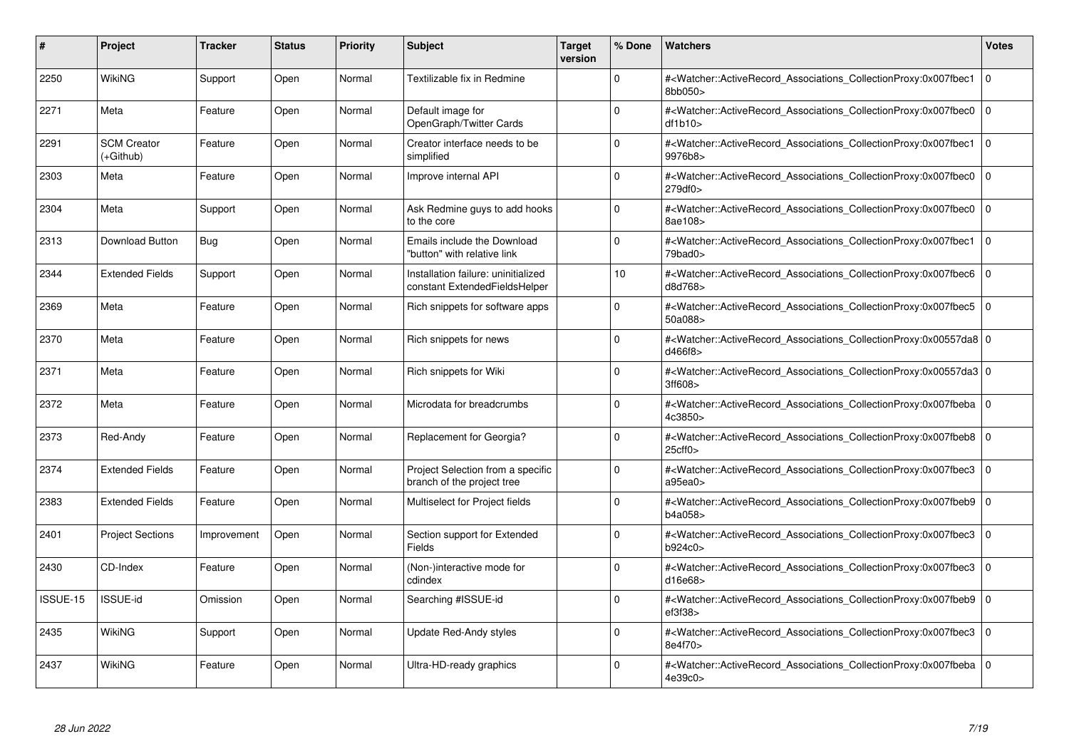| # | Project | Tracker | Status | Priority | Subject | Target version | % Done | Watchers | Votes |
|---|---|---|---|---|---|---|---|---|---|
| 2250 | WikiNG | Support | Open | Normal | Textilizable fix in Redmine | | 0 | #<Watcher::ActiveRecord_Associations_CollectionProxy:0x007fbec18bb050> | 0 |
| 2271 | Meta | Feature | Open | Normal | Default image for OpenGraph/Twitter Cards | | 0 | #<Watcher::ActiveRecord_Associations_CollectionProxy:0x007fbec0df1b10> | 0 |
| 2291 | SCM Creator (+Github) | Feature | Open | Normal | Creator interface needs to be simplified | | 0 | #<Watcher::ActiveRecord_Associations_CollectionProxy:0x007fbec19976b8> | 0 |
| 2303 | Meta | Feature | Open | Normal | Improve internal API | | 0 | #<Watcher::ActiveRecord_Associations_CollectionProxy:0x007fbec0279df0> | 0 |
| 2304 | Meta | Support | Open | Normal | Ask Redmine guys to add hooks to the core | | 0 | #<Watcher::ActiveRecord_Associations_CollectionProxy:0x007fbec08ae108> | 0 |
| 2313 | Download Button | Bug | Open | Normal | Emails include the Download "button" with relative link | | 0 | #<Watcher::ActiveRecord_Associations_CollectionProxy:0x007fbec179bad0> | 0 |
| 2344 | Extended Fields | Support | Open | Normal | Installation failure: uninitialized constant ExtendedFieldsHelper | | 10 | #<Watcher::ActiveRecord_Associations_CollectionProxy:0x007fbec6d8d768> | 0 |
| 2369 | Meta | Feature | Open | Normal | Rich snippets for software apps | | 0 | #<Watcher::ActiveRecord_Associations_CollectionProxy:0x007fbec550a088> | 0 |
| 2370 | Meta | Feature | Open | Normal | Rich snippets for news | | 0 | #<Watcher::ActiveRecord_Associations_CollectionProxy:0x00557da8d466f8> | 0 |
| 2371 | Meta | Feature | Open | Normal | Rich snippets for Wiki | | 0 | #<Watcher::ActiveRecord_Associations_CollectionProxy:0x00557da33ff608> | 0 |
| 2372 | Meta | Feature | Open | Normal | Microdata for breadcrumbs | | 0 | #<Watcher::ActiveRecord_Associations_CollectionProxy:0x007fbeba4c3850> | 0 |
| 2373 | Red-Andy | Feature | Open | Normal | Replacement for Georgia? | | 0 | #<Watcher::ActiveRecord_Associations_CollectionProxy:0x007fbeb825cff0> | 0 |
| 2374 | Extended Fields | Feature | Open | Normal | Project Selection from a specific branch of the project tree | | 0 | #<Watcher::ActiveRecord_Associations_CollectionProxy:0x007fbec3a95ea0> | 0 |
| 2383 | Extended Fields | Feature | Open | Normal | Multiselect for Project fields | | 0 | #<Watcher::ActiveRecord_Associations_CollectionProxy:0x007fbeb9b4a058> | 0 |
| 2401 | Project Sections | Improvement | Open | Normal | Section support for Extended Fields | | 0 | #<Watcher::ActiveRecord_Associations_CollectionProxy:0x007fbec3b924c0> | 0 |
| 2430 | CD-Index | Feature | Open | Normal | (Non-)interactive mode for cdindex | | 0 | #<Watcher::ActiveRecord_Associations_CollectionProxy:0x007fbec3d16e68> | 0 |
| ISSUE-15 | ISSUE-id | Omission | Open | Normal | Searching #ISSUE-id | | 0 | #<Watcher::ActiveRecord_Associations_CollectionProxy:0x007fbeb9ef3f38> | 0 |
| 2435 | WikiNG | Support | Open | Normal | Update Red-Andy styles | | 0 | #<Watcher::ActiveRecord_Associations_CollectionProxy:0x007fbec38e4f70> | 0 |
| 2437 | WikiNG | Feature | Open | Normal | Ultra-HD-ready graphics | | 0 | #<Watcher::ActiveRecord_Associations_CollectionProxy:0x007fbeba4e39c0> | 0 |

*28 Jun 2022*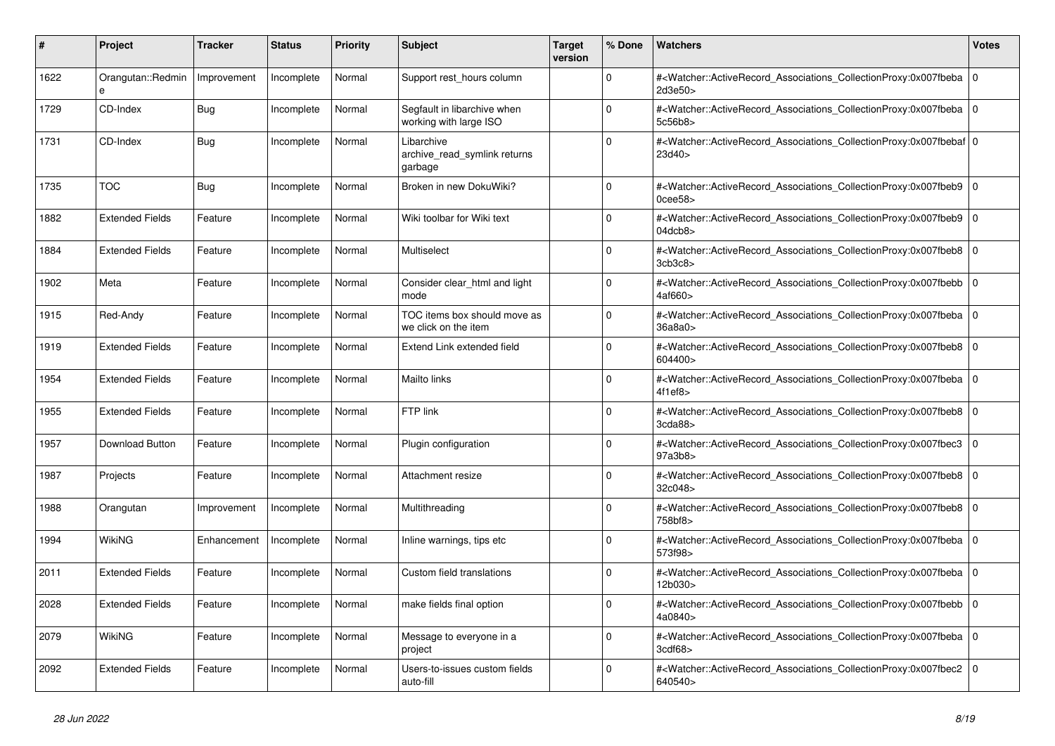| # | Project | Tracker | Status | Priority | Subject | Target version | % Done | Watchers | Votes |
|---|---|---|---|---|---|---|---|---|---|
| 1622 | Orangutan::Redmine | Improvement | Incomplete | Normal | Support rest_hours column | | 0 | #<Watcher::ActiveRecord_Associations_CollectionProxy:0x007fbeba2d3e50> | 0 |
| 1729 | CD-Index | Bug | Incomplete | Normal | Segfault in libarchive when working with large ISO | | 0 | #<Watcher::ActiveRecord_Associations_CollectionProxy:0x007fbeba5c56b8> | 0 |
| 1731 | CD-Index | Bug | Incomplete | Normal | Libarchive archive_read_symlink returns garbage | | 0 | #<Watcher::ActiveRecord_Associations_CollectionProxy:0x007fbebaf23d40> | 0 |
| 1735 | TOC | Bug | Incomplete | Normal | Broken in new DokuWiki? | | 0 | #<Watcher::ActiveRecord_Associations_CollectionProxy:0x007fbeb90cee58> | 0 |
| 1882 | Extended Fields | Feature | Incomplete | Normal | Wiki toolbar for Wiki text | | 0 | #<Watcher::ActiveRecord_Associations_CollectionProxy:0x007fbeb904dcb8> | 0 |
| 1884 | Extended Fields | Feature | Incomplete | Normal | Multiselect | | 0 | #<Watcher::ActiveRecord_Associations_CollectionProxy:0x007fbeb83cb3c8> | 0 |
| 1902 | Meta | Feature | Incomplete | Normal | Consider clear_html and light mode | | 0 | #<Watcher::ActiveRecord_Associations_CollectionProxy:0x007fbebb4af660> | 0 |
| 1915 | Red-Andy | Feature | Incomplete | Normal | TOC items box should move as we click on the item | | 0 | #<Watcher::ActiveRecord_Associations_CollectionProxy:0x007fbeba36a8a0> | 0 |
| 1919 | Extended Fields | Feature | Incomplete | Normal | Extend Link extended field | | 0 | #<Watcher::ActiveRecord_Associations_CollectionProxy:0x007fbeb8604400> | 0 |
| 1954 | Extended Fields | Feature | Incomplete | Normal | Mailto links | | 0 | #<Watcher::ActiveRecord_Associations_CollectionProxy:0x007fbeba4f1ef8> | 0 |
| 1955 | Extended Fields | Feature | Incomplete | Normal | FTP link | | 0 | #<Watcher::ActiveRecord_Associations_CollectionProxy:0x007fbeb83cda88> | 0 |
| 1957 | Download Button | Feature | Incomplete | Normal | Plugin configuration | | 0 | #<Watcher::ActiveRecord_Associations_CollectionProxy:0x007fbec397a3b8> | 0 |
| 1987 | Projects | Feature | Incomplete | Normal | Attachment resize | | 0 | #<Watcher::ActiveRecord_Associations_CollectionProxy:0x007fbeb832c048> | 0 |
| 1988 | Orangutan | Improvement | Incomplete | Normal | Multithreading | | 0 | #<Watcher::ActiveRecord_Associations_CollectionProxy:0x007fbeb8758bf8> | 0 |
| 1994 | WikiNG | Enhancement | Incomplete | Normal | Inline warnings, tips etc | | 0 | #<Watcher::ActiveRecord_Associations_CollectionProxy:0x007fbeba573f98> | 0 |
| 2011 | Extended Fields | Feature | Incomplete | Normal | Custom field translations | | 0 | #<Watcher::ActiveRecord_Associations_CollectionProxy:0x007fbeba12b030> | 0 |
| 2028 | Extended Fields | Feature | Incomplete | Normal | make fields final option | | 0 | #<Watcher::ActiveRecord_Associations_CollectionProxy:0x007fbebb4a0840> | 0 |
| 2079 | WikiNG | Feature | Incomplete | Normal | Message to everyone in a project | | 0 | #<Watcher::ActiveRecord_Associations_CollectionProxy:0x007fbeba3cdf68> | 0 |
| 2092 | Extended Fields | Feature | Incomplete | Normal | Users-to-issues custom fields auto-fill | | 0 | #<Watcher::ActiveRecord_Associations_CollectionProxy:0x007fbec2640540> | 0 |

*28 Jun 2022*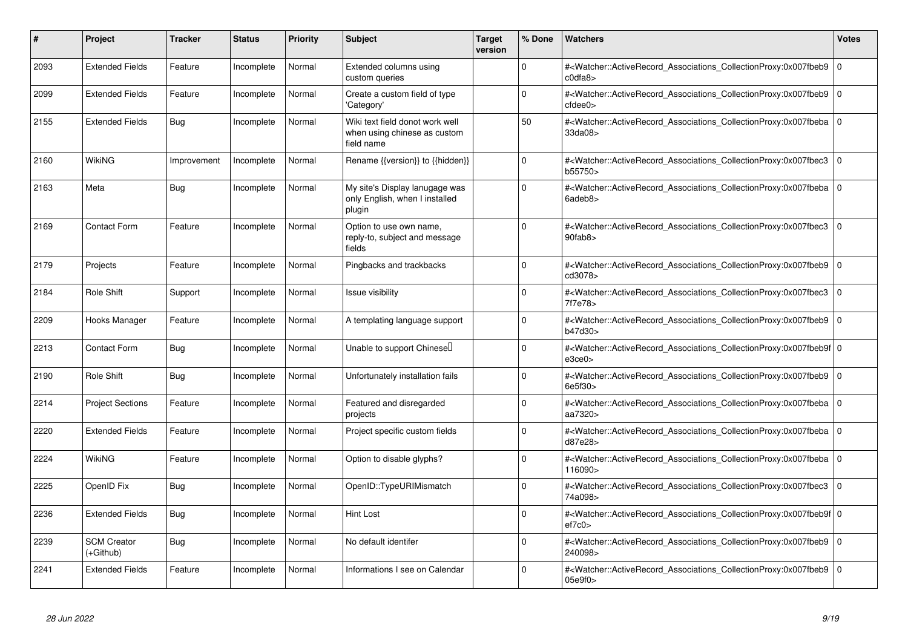| # | Project | Tracker | Status | Priority | Subject | Target version | % Done | Watchers | Votes |
|---|---|---|---|---|---|---|---|---|---|
| 2093 | Extended Fields | Feature | Incomplete | Normal | Extended columns using custom queries | | 0 | #<Watcher::ActiveRecord_Associations_CollectionProxy:0x007fbeb9c0dfa8> | 0 |
| 2099 | Extended Fields | Feature | Incomplete | Normal | Create a custom field of type 'Category' | | 0 | #<Watcher::ActiveRecord_Associations_CollectionProxy:0x007fbeb9cfdee0> | 0 |
| 2155 | Extended Fields | Bug | Incomplete | Normal | Wiki text field donot work well when using chinese as custom field name | | 50 | #<Watcher::ActiveRecord_Associations_CollectionProxy:0x007fbeba33da08> | 0 |
| 2160 | WikiNG | Improvement | Incomplete | Normal | Rename {{version}} to {{hidden}} | | 0 | #<Watcher::ActiveRecord_Associations_CollectionProxy:0x007fbec3b55750> | 0 |
| 2163 | Meta | Bug | Incomplete | Normal | My site's Display lanugage was only English, when I installed plugin | | 0 | #<Watcher::ActiveRecord_Associations_CollectionProxy:0x007fbeba6adeb8> | 0 |
| 2169 | Contact Form | Feature | Incomplete | Normal | Option to use own name, reply-to, subject and message fields | | 0 | #<Watcher::ActiveRecord_Associations_CollectionProxy:0x007fbec390fab8> | 0 |
| 2179 | Projects | Feature | Incomplete | Normal | Pingbacks and trackbacks | | 0 | #<Watcher::ActiveRecord_Associations_CollectionProxy:0x007fbeb9cd3078> | 0 |
| 2184 | Role Shift | Support | Incomplete | Normal | Issue visibility | | 0 | #<Watcher::ActiveRecord_Associations_CollectionProxy:0x007fbec37f7e78> | 0 |
| 2209 | Hooks Manager | Feature | Incomplete | Normal | A templating language support | | 0 | #<Watcher::ActiveRecord_Associations_CollectionProxy:0x007fbeb9b47d30> | 0 |
| 2213 | Contact Form | Bug | Incomplete | Normal | Unable to support Chinese | | 0 | #<Watcher::ActiveRecord_Associations_CollectionProxy:0x007fbeb9fe3ce0> | 0 |
| 2190 | Role Shift | Bug | Incomplete | Normal | Unfortunately installation fails | | 0 | #<Watcher::ActiveRecord_Associations_CollectionProxy:0x007fbeb96e5f30> | 0 |
| 2214 | Project Sections | Feature | Incomplete | Normal | Featured and disregarded projects | | 0 | #<Watcher::ActiveRecord_Associations_CollectionProxy:0x007fbebaaa7320> | 0 |
| 2220 | Extended Fields | Feature | Incomplete | Normal | Project specific custom fields | | 0 | #<Watcher::ActiveRecord_Associations_CollectionProxy:0x007fbebad87e28> | 0 |
| 2224 | WikiNG | Feature | Incomplete | Normal | Option to disable glyphs? | | 0 | #<Watcher::ActiveRecord_Associations_CollectionProxy:0x007fbeba116090> | 0 |
| 2225 | OpenID Fix | Bug | Incomplete | Normal | OpenID::TypeURIMismatch | | 0 | #<Watcher::ActiveRecord_Associations_CollectionProxy:0x007fbec374a098> | 0 |
| 2236 | Extended Fields | Bug | Incomplete | Normal | Hint Lost | | 0 | #<Watcher::ActiveRecord_Associations_CollectionProxy:0x007fbeb9fef7c0> | 0 |
| 2239 | SCM Creator (+Github) | Bug | Incomplete | Normal | No default identifer | | 0 | #<Watcher::ActiveRecord_Associations_CollectionProxy:0x007fbeb9240098> | 0 |
| 2241 | Extended Fields | Feature | Incomplete | Normal | Informations I see on Calendar | | 0 | #<Watcher::ActiveRecord_Associations_CollectionProxy:0x007fbeb905e9f0> | 0 |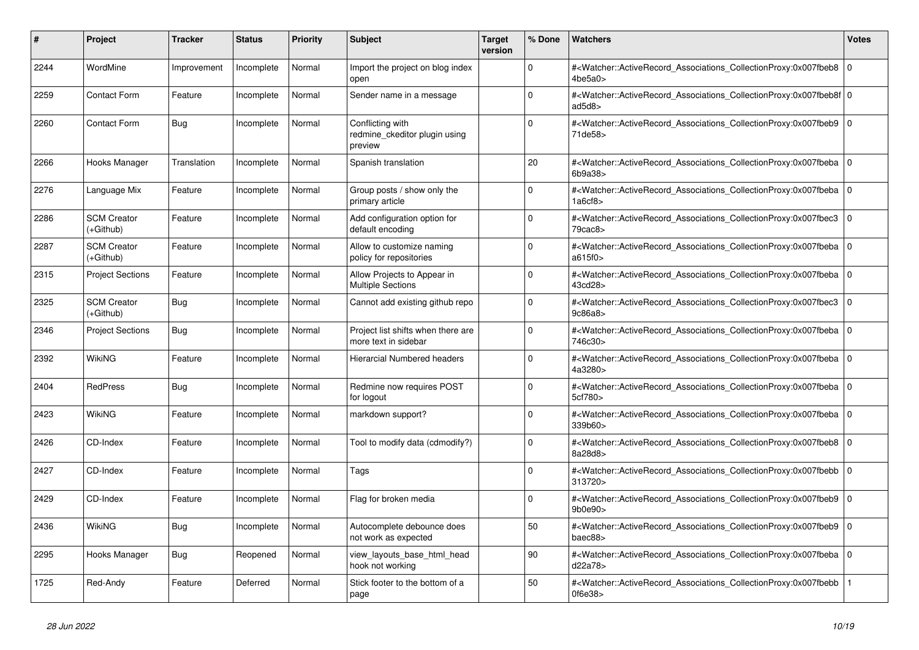| # | Project | Tracker | Status | Priority | Subject | Target version | % Done | Watchers | Votes |
|---|---|---|---|---|---|---|---|---|---|
| 2244 | WordMine | Improvement | Incomplete | Normal | Import the project on blog index open | | 0 | #<Watcher::ActiveRecord_Associations_CollectionProxy:0x007fbeb84be5a0> | 0 |
| 2259 | Contact Form | Feature | Incomplete | Normal | Sender name in a message | | 0 | #<Watcher::ActiveRecord_Associations_CollectionProxy:0x007fbeb8fad5d8> | 0 |
| 2260 | Contact Form | Bug | Incomplete | Normal | Conflicting with redmine_ckeditor plugin using preview | | 0 | #<Watcher::ActiveRecord_Associations_CollectionProxy:0x007fbeb971de58> | 0 |
| 2266 | Hooks Manager | Translation | Incomplete | Normal | Spanish translation | | 20 | #<Watcher::ActiveRecord_Associations_CollectionProxy:0x007fbeba6b9a38> | 0 |
| 2276 | Language Mix | Feature | Incomplete | Normal | Group posts / show only the primary article | | 0 | #<Watcher::ActiveRecord_Associations_CollectionProxy:0x007fbeba1a6cf8> | 0 |
| 2286 | SCM Creator (+Github) | Feature | Incomplete | Normal | Add configuration option for default encoding | | 0 | #<Watcher::ActiveRecord_Associations_CollectionProxy:0x007fbec379cac8> | 0 |
| 2287 | SCM Creator (+Github) | Feature | Incomplete | Normal | Allow to customize naming policy for repositories | | 0 | #<Watcher::ActiveRecord_Associations_CollectionProxy:0x007fbebaa615f0> | 0 |
| 2315 | Project Sections | Feature | Incomplete | Normal | Allow Projects to Appear in Multiple Sections | | 0 | #<Watcher::ActiveRecord_Associations_CollectionProxy:0x007fbeba43cd28> | 0 |
| 2325 | SCM Creator (+Github) | Bug | Incomplete | Normal | Cannot add existing github repo | | 0 | #<Watcher::ActiveRecord_Associations_CollectionProxy:0x007fbec39c86a8> | 0 |
| 2346 | Project Sections | Bug | Incomplete | Normal | Project list shifts when there are more text in sidebar | | 0 | #<Watcher::ActiveRecord_Associations_CollectionProxy:0x007fbeba746c30> | 0 |
| 2392 | WikiNG | Feature | Incomplete | Normal | Hierarcial Numbered headers | | 0 | #<Watcher::ActiveRecord_Associations_CollectionProxy:0x007fbeba4a3280> | 0 |
| 2404 | RedPress | Bug | Incomplete | Normal | Redmine now requires POST for logout | | 0 | #<Watcher::ActiveRecord_Associations_CollectionProxy:0x007fbeba5cf780> | 0 |
| 2423 | WikiNG | Feature | Incomplete | Normal | markdown support? | | 0 | #<Watcher::ActiveRecord_Associations_CollectionProxy:0x007fbeba339b60> | 0 |
| 2426 | CD-Index | Feature | Incomplete | Normal | Tool to modify data (cdmodify?) | | 0 | #<Watcher::ActiveRecord_Associations_CollectionProxy:0x007fbeb88a28d8> | 0 |
| 2427 | CD-Index | Feature | Incomplete | Normal | Tags | | 0 | #<Watcher::ActiveRecord_Associations_CollectionProxy:0x007fbebb313720> | 0 |
| 2429 | CD-Index | Feature | Incomplete | Normal | Flag for broken media | | 0 | #<Watcher::ActiveRecord_Associations_CollectionProxy:0x007fbeb99b0e90> | 0 |
| 2436 | WikiNG | Bug | Incomplete | Normal | Autocomplete debounce does not work as expected | | 50 | #<Watcher::ActiveRecord_Associations_CollectionProxy:0x007fbeb9baec88> | 0 |
| 2295 | Hooks Manager | Bug | Reopened | Normal | view_layouts_base_html_head hook not working | | 90 | #<Watcher::ActiveRecord_Associations_CollectionProxy:0x007fbebad22a78> | 0 |
| 1725 | Red-Andy | Feature | Deferred | Normal | Stick footer to the bottom of a page | | 50 | #<Watcher::ActiveRecord_Associations_CollectionProxy:0x007fbebb0f6e38> | 1 |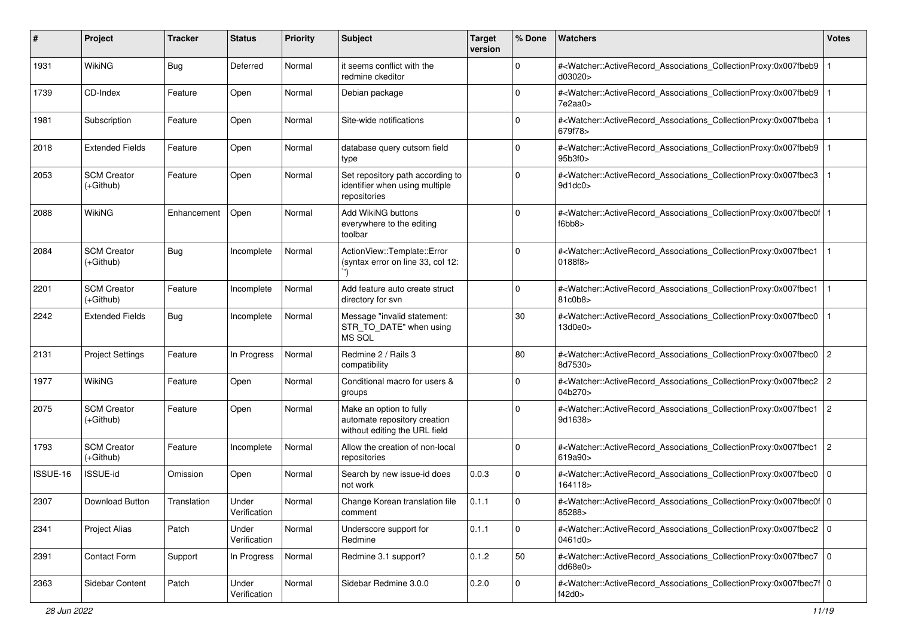| # | Project | Tracker | Status | Priority | Subject | Target version | % Done | Watchers | Votes |
|---|---|---|---|---|---|---|---|---|---|
| 1931 | WikiNG | Bug | Deferred | Normal | it seems conflict with the redmine ckeditor | | 0 | #<Watcher::ActiveRecord_Associations_CollectionProxy:0x007fbeb9d03020> | 1 |
| 1739 | CD-Index | Feature | Open | Normal | Debian package | | 0 | #<Watcher::ActiveRecord_Associations_CollectionProxy:0x007fbeb97e2aa0> | 1 |
| 1981 | Subscription | Feature | Open | Normal | Site-wide notifications | | 0 | #<Watcher::ActiveRecord_Associations_CollectionProxy:0x007fbeba679f78> | 1 |
| 2018 | Extended Fields | Feature | Open | Normal | database query cutsom field type | | 0 | #<Watcher::ActiveRecord_Associations_CollectionProxy:0x007fbeb995b3f0> | 1 |
| 2053 | SCM Creator (+Github) | Feature | Open | Normal | Set repository path according to identifier when using multiple repositories | | 0 | #<Watcher::ActiveRecord_Associations_CollectionProxy:0x007fbec39d1dc0> | 1 |
| 2088 | WikiNG | Enhancement | Open | Normal | Add WikiNG buttons everywhere to the editing toolbar | | 0 | #<Watcher::ActiveRecord_Associations_CollectionProxy:0x007fbec0ff6bb8> | 1 |
| 2084 | SCM Creator (+Github) | Bug | Incomplete | Normal | ActionView::Template::Error (syntax error on line 33, col 12: ``) | | 0 | #<Watcher::ActiveRecord_Associations_CollectionProxy:0x007fbec10188f8> | 1 |
| 2201 | SCM Creator (+Github) | Feature | Incomplete | Normal | Add feature auto create struct directory for svn | | 0 | #<Watcher::ActiveRecord_Associations_CollectionProxy:0x007fbec181c0b8> | 1 |
| 2242 | Extended Fields | Bug | Incomplete | Normal | Message "invalid statement: STR_TO_DATE" when using MS SQL | | 30 | #<Watcher::ActiveRecord_Associations_CollectionProxy:0x007fbec013d0e0> | 1 |
| 2131 | Project Settings | Feature | In Progress | Normal | Redmine 2 / Rails 3 compatibility | | 80 | #<Watcher::ActiveRecord_Associations_CollectionProxy:0x007fbec08d7530> | 2 |
| 1977 | WikiNG | Feature | Open | Normal | Conditional macro for users & groups | | 0 | #<Watcher::ActiveRecord_Associations_CollectionProxy:0x007fbec204b270> | 2 |
| 2075 | SCM Creator (+Github) | Feature | Open | Normal | Make an option to fully automate repository creation without editing the URL field | | 0 | #<Watcher::ActiveRecord_Associations_CollectionProxy:0x007fbec19d1638> | 2 |
| 1793 | SCM Creator (+Github) | Feature | Incomplete | Normal | Allow the creation of non-local repositories | | 0 | #<Watcher::ActiveRecord_Associations_CollectionProxy:0x007fbec1619a90> | 2 |
| ISSUE-16 | ISSUE-id | Omission | Open | Normal | Search by new issue-id does not work | 0.0.3 | 0 | #<Watcher::ActiveRecord_Associations_CollectionProxy:0x007fbec0164118> | 0 |
| 2307 | Download Button | Translation | Under Verification | Normal | Change Korean translation file comment | 0.1.1 | 0 | #<Watcher::ActiveRecord_Associations_CollectionProxy:0x007fbec0f85288> | 0 |
| 2341 | Project Alias | Patch | Under Verification | Normal | Underscore support for Redmine | 0.1.1 | 0 | #<Watcher::ActiveRecord_Associations_CollectionProxy:0x007fbec20461d0> | 0 |
| 2391 | Contact Form | Support | In Progress | Normal | Redmine 3.1 support? | 0.1.2 | 50 | #<Watcher::ActiveRecord_Associations_CollectionProxy:0x007fbec7dd68e0> | 0 |
| 2363 | Sidebar Content | Patch | Under Verification | Normal | Sidebar Redmine 3.0.0 | 0.2.0 | 0 | #<Watcher::ActiveRecord_Associations_CollectionProxy:0x007fbec7ff42d0> | 0 |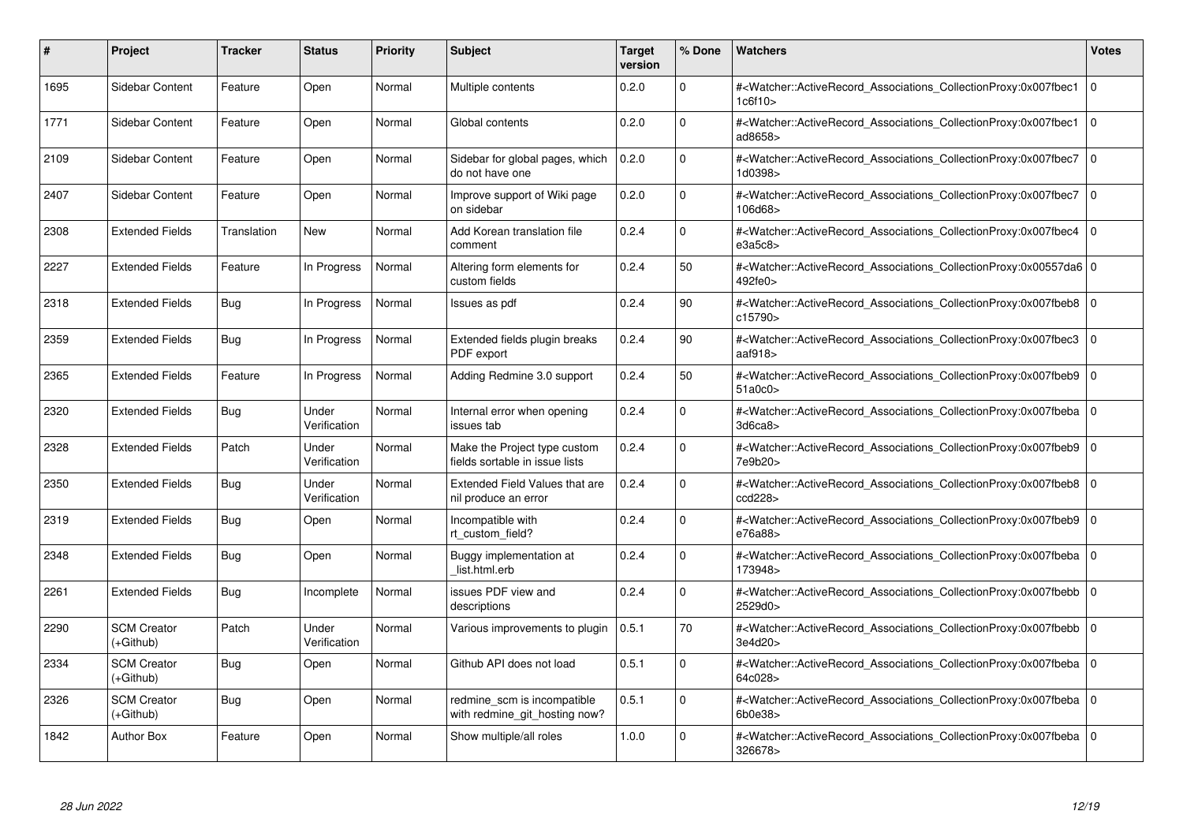| # | Project | Tracker | Status | Priority | Subject | Target version | % Done | Watchers | Votes |
|---|---|---|---|---|---|---|---|---|---|
| 1695 | Sidebar Content | Feature | Open | Normal | Multiple contents | 0.2.0 | 0 | #<Watcher::ActiveRecord_Associations_CollectionProxy:0x007fbec11c6f10> | 0 |
| 1771 | Sidebar Content | Feature | Open | Normal | Global contents | 0.2.0 | 0 | #<Watcher::ActiveRecord_Associations_CollectionProxy:0x007fbec1ad8658> | 0 |
| 2109 | Sidebar Content | Feature | Open | Normal | Sidebar for global pages, which do not have one | 0.2.0 | 0 | #<Watcher::ActiveRecord_Associations_CollectionProxy:0x007fbec71d0398> | 0 |
| 2407 | Sidebar Content | Feature | Open | Normal | Improve support of Wiki page on sidebar | 0.2.0 | 0 | #<Watcher::ActiveRecord_Associations_CollectionProxy:0x007fbec7106d68> | 0 |
| 2308 | Extended Fields | Translation | New | Normal | Add Korean translation file comment | 0.2.4 | 0 | #<Watcher::ActiveRecord_Associations_CollectionProxy:0x007fbec4e3a5c8> | 0 |
| 2227 | Extended Fields | Feature | In Progress | Normal | Altering form elements for custom fields | 0.2.4 | 50 | #<Watcher::ActiveRecord_Associations_CollectionProxy:0x00557da6492fe0> | 0 |
| 2318 | Extended Fields | Bug | In Progress | Normal | Issues as pdf | 0.2.4 | 90 | #<Watcher::ActiveRecord_Associations_CollectionProxy:0x007fbeb8c15790> | 0 |
| 2359 | Extended Fields | Bug | In Progress | Normal | Extended fields plugin breaks PDF export | 0.2.4 | 90 | #<Watcher::ActiveRecord_Associations_CollectionProxy:0x007fbec3aaf918> | 0 |
| 2365 | Extended Fields | Feature | In Progress | Normal | Adding Redmine 3.0 support | 0.2.4 | 50 | #<Watcher::ActiveRecord_Associations_CollectionProxy:0x007fbeb951a0c0> | 0 |
| 2320 | Extended Fields | Bug | Under Verification | Normal | Internal error when opening issues tab | 0.2.4 | 0 | #<Watcher::ActiveRecord_Associations_CollectionProxy:0x007fbeba3d6ca8> | 0 |
| 2328 | Extended Fields | Patch | Under Verification | Normal | Make the Project type custom fields sortable in issue lists | 0.2.4 | 0 | #<Watcher::ActiveRecord_Associations_CollectionProxy:0x007fbeb97e9b20> | 0 |
| 2350 | Extended Fields | Bug | Under Verification | Normal | Extended Field Values that are nil produce an error | 0.2.4 | 0 | #<Watcher::ActiveRecord_Associations_CollectionProxy:0x007fbeb8ccd228> | 0 |
| 2319 | Extended Fields | Bug | Open | Normal | Incompatible with rt_custom_field? | 0.2.4 | 0 | #<Watcher::ActiveRecord_Associations_CollectionProxy:0x007fbeb9e76a88> | 0 |
| 2348 | Extended Fields | Bug | Open | Normal | Buggy implementation at _list.html.erb | 0.2.4 | 0 | #<Watcher::ActiveRecord_Associations_CollectionProxy:0x007fbeba173948> | 0 |
| 2261 | Extended Fields | Bug | Incomplete | Normal | issues PDF view and descriptions | 0.2.4 | 0 | #<Watcher::ActiveRecord_Associations_CollectionProxy:0x007fbebb2529d0> | 0 |
| 2290 | SCM Creator (+Github) | Patch | Under Verification | Normal | Various improvements to plugin | 0.5.1 | 70 | #<Watcher::ActiveRecord_Associations_CollectionProxy:0x007fbebb3e4d20> | 0 |
| 2334 | SCM Creator (+Github) | Bug | Open | Normal | Github API does not load | 0.5.1 | 0 | #<Watcher::ActiveRecord_Associations_CollectionProxy:0x007fbeba64c028> | 0 |
| 2326 | SCM Creator (+Github) | Bug | Open | Normal | redmine_scm is incompatible with redmine_git_hosting now? | 0.5.1 | 0 | #<Watcher::ActiveRecord_Associations_CollectionProxy:0x007fbeba6b0e38> | 0 |
| 1842 | Author Box | Feature | Open | Normal | Show multiple/all roles | 1.0.0 | 0 | #<Watcher::ActiveRecord_Associations_CollectionProxy:0x007fbeba326678> | 0 |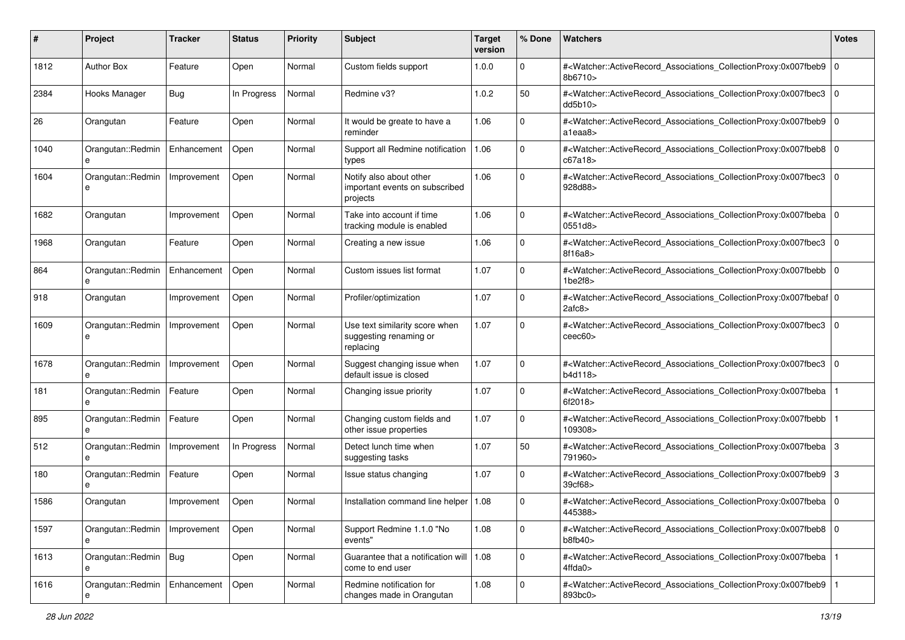| # | Project | Tracker | Status | Priority | Subject | Target version | % Done | Watchers | Votes |
|---|---|---|---|---|---|---|---|---|---|
| 1812 | Author Box | Feature | Open | Normal | Custom fields support | 1.0.0 | 0 | #<Watcher::ActiveRecord_Associations_CollectionProxy:0x007fbeb98b6710> | 0 |
| 2384 | Hooks Manager | Bug | In Progress | Normal | Redmine v3? | 1.0.2 | 50 | #<Watcher::ActiveRecord_Associations_CollectionProxy:0x007fbec3dd5b10> | 0 |
| 26 | Orangutan | Feature | Open | Normal | It would be greate to have a reminder | 1.06 | 0 | #<Watcher::ActiveRecord_Associations_CollectionProxy:0x007fbeb9a1eaa8> | 0 |
| 1040 | Orangutan::Redmine | Enhancement | Open | Normal | Support all Redmine notification types | 1.06 | 0 | #<Watcher::ActiveRecord_Associations_CollectionProxy:0x007fbeb8c67a18> | 0 |
| 1604 | Orangutan::Redmine | Improvement | Open | Normal | Notify also about other important events on subscribed projects | 1.06 | 0 | #<Watcher::ActiveRecord_Associations_CollectionProxy:0x007fbec3928d88> | 0 |
| 1682 | Orangutan | Improvement | Open | Normal | Take into account if time tracking module is enabled | 1.06 | 0 | #<Watcher::ActiveRecord_Associations_CollectionProxy:0x007fbeba0551d8> | 0 |
| 1968 | Orangutan | Feature | Open | Normal | Creating a new issue | 1.06 | 0 | #<Watcher::ActiveRecord_Associations_CollectionProxy:0x007fbec38f16a8> | 0 |
| 864 | Orangutan::Redmine | Enhancement | Open | Normal | Custom issues list format | 1.07 | 0 | #<Watcher::ActiveRecord_Associations_CollectionProxy:0x007fbebb1be2f8> | 0 |
| 918 | Orangutan | Improvement | Open | Normal | Profiler/optimization | 1.07 | 0 | #<Watcher::ActiveRecord_Associations_CollectionProxy:0x007fbebaf2afc8> | 0 |
| 1609 | Orangutan::Redmine | Improvement | Open | Normal | Use text similarity score when suggesting renaming or replacing | 1.07 | 0 | #<Watcher::ActiveRecord_Associations_CollectionProxy:0x007fbec3ceec60> | 0 |
| 1678 | Orangutan::Redmine | Improvement | Open | Normal | Suggest changing issue when default issue is closed | 1.07 | 0 | #<Watcher::ActiveRecord_Associations_CollectionProxy:0x007fbec3b4d118> | 0 |
| 181 | Orangutan::Redmine | Feature | Open | Normal | Changing issue priority | 1.07 | 0 | #<Watcher::ActiveRecord_Associations_CollectionProxy:0x007fbeba6f2018> | 1 |
| 895 | Orangutan::Redmine | Feature | Open | Normal | Changing custom fields and other issue properties | 1.07 | 0 | #<Watcher::ActiveRecord_Associations_CollectionProxy:0x007fbebb109308> | 1 |
| 512 | Orangutan::Redmine | Improvement | In Progress | Normal | Detect lunch time when suggesting tasks | 1.07 | 50 | #<Watcher::ActiveRecord_Associations_CollectionProxy:0x007fbeba791960> | 3 |
| 180 | Orangutan::Redmine | Feature | Open | Normal | Issue status changing | 1.07 | 0 | #<Watcher::ActiveRecord_Associations_CollectionProxy:0x007fbeb939cf68> | 3 |
| 1586 | Orangutan | Improvement | Open | Normal | Installation command line helper | 1.08 | 0 | #<Watcher::ActiveRecord_Associations_CollectionProxy:0x007fbeba445388> | 0 |
| 1597 | Orangutan::Redmine | Improvement | Open | Normal | Support Redmine 1.1.0 "No events" | 1.08 | 0 | #<Watcher::ActiveRecord_Associations_CollectionProxy:0x007fbeb8b8fb40> | 0 |
| 1613 | Orangutan::Redmine | Bug | Open | Normal | Guarantee that a notification will come to end user | 1.08 | 0 | #<Watcher::ActiveRecord_Associations_CollectionProxy:0x007fbeba4ffda0> | 1 |
| 1616 | Orangutan::Redmine | Enhancement | Open | Normal | Redmine notification for changes made in Orangutan | 1.08 | 0 | #<Watcher::ActiveRecord_Associations_CollectionProxy:0x007fbeb9893bc0> | 1 |

*28 Jun 2022*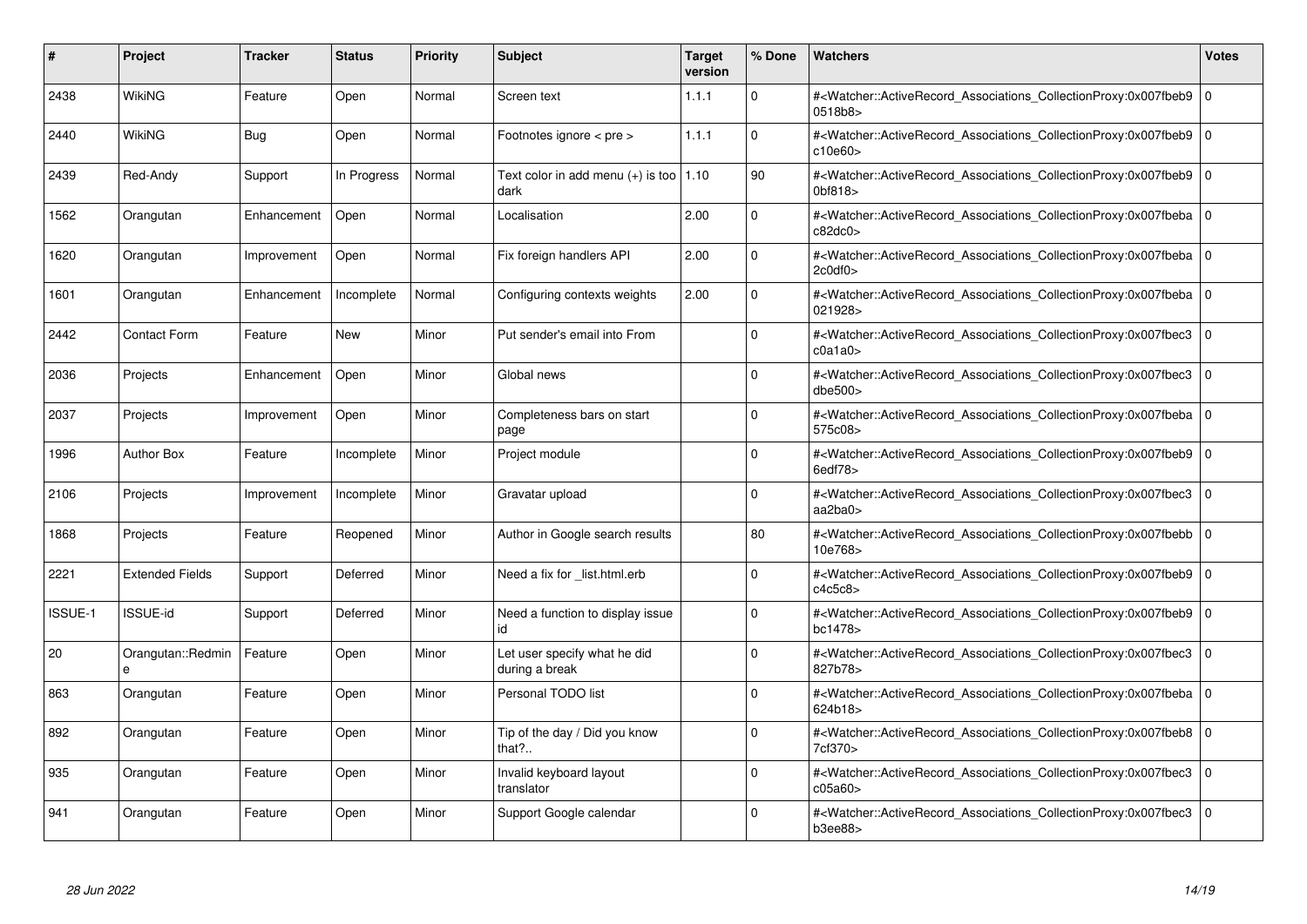| # | Project | Tracker | Status | Priority | Subject | Target version | % Done | Watchers | Votes |
|---|---|---|---|---|---|---|---|---|---|
| 2438 | WikiNG | Feature | Open | Normal | Screen text | 1.1.1 | 0 | #<Watcher::ActiveRecord_Associations_CollectionProxy:0x007fbeb90518b8> | 0 |
| 2440 | WikiNG | Bug | Open | Normal | Footnotes ignore < pre > | 1.1.1 | 0 | #<Watcher::ActiveRecord_Associations_CollectionProxy:0x007fbeb9c10e60> | 0 |
| 2439 | Red-Andy | Support | In Progress | Normal | Text color in add menu (+) is too dark | 1.10 | 90 | #<Watcher::ActiveRecord_Associations_CollectionProxy:0x007fbeb90bf818> | 0 |
| 1562 | Orangutan | Enhancement | Open | Normal | Localisation | 2.00 | 0 | #<Watcher::ActiveRecord_Associations_CollectionProxy:0x007fbebac82dc0> | 0 |
| 1620 | Orangutan | Improvement | Open | Normal | Fix foreign handlers API | 2.00 | 0 | #<Watcher::ActiveRecord_Associations_CollectionProxy:0x007fbeba2c0df0> | 0 |
| 1601 | Orangutan | Enhancement | Incomplete | Normal | Configuring contexts weights | 2.00 | 0 | #<Watcher::ActiveRecord_Associations_CollectionProxy:0x007fbeba021928> | 0 |
| 2442 | Contact Form | Feature | New | Minor | Put sender's email into From | | 0 | #<Watcher::ActiveRecord_Associations_CollectionProxy:0x007fbec3c0a1a0> | 0 |
| 2036 | Projects | Enhancement | Open | Minor | Global news | | 0 | #<Watcher::ActiveRecord_Associations_CollectionProxy:0x007fbec3dbe500> | 0 |
| 2037 | Projects | Improvement | Open | Minor | Completeness bars on start page | | 0 | #<Watcher::ActiveRecord_Associations_CollectionProxy:0x007fbeba575c08> | 0 |
| 1996 | Author Box | Feature | Incomplete | Minor | Project module | | 0 | #<Watcher::ActiveRecord_Associations_CollectionProxy:0x007fbeb96edf78> | 0 |
| 2106 | Projects | Improvement | Incomplete | Minor | Gravatar upload | | 0 | #<Watcher::ActiveRecord_Associations_CollectionProxy:0x007fbec3aa2ba0> | 0 |
| 1868 | Projects | Feature | Reopened | Minor | Author in Google search results | | 80 | #<Watcher::ActiveRecord_Associations_CollectionProxy:0x007fbebb10e768> | 0 |
| 2221 | Extended Fields | Support | Deferred | Minor | Need a fix for _list.html.erb | | 0 | #<Watcher::ActiveRecord_Associations_CollectionProxy:0x007fbeb9c4c5c8> | 0 |
| ISSUE-1 | ISSUE-id | Support | Deferred | Minor | Need a function to display issue id | | 0 | #<Watcher::ActiveRecord_Associations_CollectionProxy:0x007fbeb9bc1478> | 0 |
| 20 | Orangutan::Redmine | Feature | Open | Minor | Let user specify what he did during a break | | 0 | #<Watcher::ActiveRecord_Associations_CollectionProxy:0x007fbec3827b78> | 0 |
| 863 | Orangutan | Feature | Open | Minor | Personal TODO list | | 0 | #<Watcher::ActiveRecord_Associations_CollectionProxy:0x007fbeba624b18> | 0 |
| 892 | Orangutan | Feature | Open | Minor | Tip of the day / Did you know that?.. | | 0 | #<Watcher::ActiveRecord_Associations_CollectionProxy:0x007fbeb87cf370> | 0 |
| 935 | Orangutan | Feature | Open | Minor | Invalid keyboard layout translator | | 0 | #<Watcher::ActiveRecord_Associations_CollectionProxy:0x007fbec3c05a60> | 0 |
| 941 | Orangutan | Feature | Open | Minor | Support Google calendar | | 0 | #<Watcher::ActiveRecord_Associations_CollectionProxy:0x007fbec3b3ee88> | 0 |

*28 Jun 2022*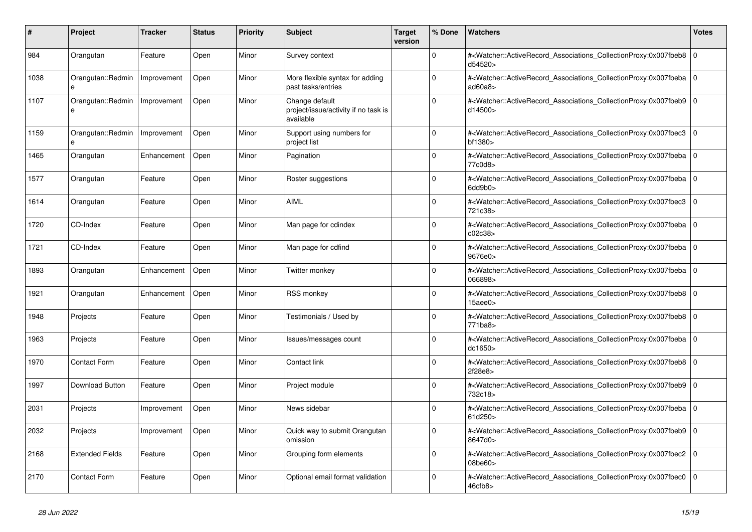| # | Project | Tracker | Status | Priority | Subject | Target version | % Done | Watchers | Votes |
|---|---|---|---|---|---|---|---|---|---|
| 984 | Orangutan | Feature | Open | Minor | Survey context | | 0 | #<Watcher::ActiveRecord_Associations_CollectionProxy:0x007fbeb8d54520> | 0 |
| 1038 | Orangutan::Redmine | Improvement | Open | Minor | More flexible syntax for adding past tasks/entries | | 0 | #<Watcher::ActiveRecord_Associations_CollectionProxy:0x007fbebaad60a8> | 0 |
| 1107 | Orangutan::Redmine | Improvement | Open | Minor | Change default project/issue/activity if no task is available | | 0 | #<Watcher::ActiveRecord_Associations_CollectionProxy:0x007fbeb9d14500> | 0 |
| 1159 | Orangutan::Redmine | Improvement | Open | Minor | Support using numbers for project list | | 0 | #<Watcher::ActiveRecord_Associations_CollectionProxy:0x007fbec3bf1380> | 0 |
| 1465 | Orangutan | Enhancement | Open | Minor | Pagination | | 0 | #<Watcher::ActiveRecord_Associations_CollectionProxy:0x007fbeba77c0d8> | 0 |
| 1577 | Orangutan | Feature | Open | Minor | Roster suggestions | | 0 | #<Watcher::ActiveRecord_Associations_CollectionProxy:0x007fbeba6dd9b0> | 0 |
| 1614 | Orangutan | Feature | Open | Minor | AIML | | 0 | #<Watcher::ActiveRecord_Associations_CollectionProxy:0x007fbec3721c38> | 0 |
| 1720 | CD-Index | Feature | Open | Minor | Man page for cdindex | | 0 | #<Watcher::ActiveRecord_Associations_CollectionProxy:0x007fbebac02c38> | 0 |
| 1721 | CD-Index | Feature | Open | Minor | Man page for cdfind | | 0 | #<Watcher::ActiveRecord_Associations_CollectionProxy:0x007fbeba9676e0> | 0 |
| 1893 | Orangutan | Enhancement | Open | Minor | Twitter monkey | | 0 | #<Watcher::ActiveRecord_Associations_CollectionProxy:0x007fbeba066898> | 0 |
| 1921 | Orangutan | Enhancement | Open | Minor | RSS monkey | | 0 | #<Watcher::ActiveRecord_Associations_CollectionProxy:0x007fbeb815aee0> | 0 |
| 1948 | Projects | Feature | Open | Minor | Testimonials / Used by | | 0 | #<Watcher::ActiveRecord_Associations_CollectionProxy:0x007fbeb8771ba8> | 0 |
| 1963 | Projects | Feature | Open | Minor | Issues/messages count | | 0 | #<Watcher::ActiveRecord_Associations_CollectionProxy:0x007fbebadc1650> | 0 |
| 1970 | Contact Form | Feature | Open | Minor | Contact link | | 0 | #<Watcher::ActiveRecord_Associations_CollectionProxy:0x007fbeb82f28e8> | 0 |
| 1997 | Download Button | Feature | Open | Minor | Project module | | 0 | #<Watcher::ActiveRecord_Associations_CollectionProxy:0x007fbeb9732c18> | 0 |
| 2031 | Projects | Improvement | Open | Minor | News sidebar | | 0 | #<Watcher::ActiveRecord_Associations_CollectionProxy:0x007fbeba61d250> | 0 |
| 2032 | Projects | Improvement | Open | Minor | Quick way to submit Orangutan omission | | 0 | #<Watcher::ActiveRecord_Associations_CollectionProxy:0x007fbeb98647d0> | 0 |
| 2168 | Extended Fields | Feature | Open | Minor | Grouping form elements | | 0 | #<Watcher::ActiveRecord_Associations_CollectionProxy:0x007fbec208be60> | 0 |
| 2170 | Contact Form | Feature | Open | Minor | Optional email format validation | | 0 | #<Watcher::ActiveRecord_Associations_CollectionProxy:0x007fbec046cfb8> | 0 |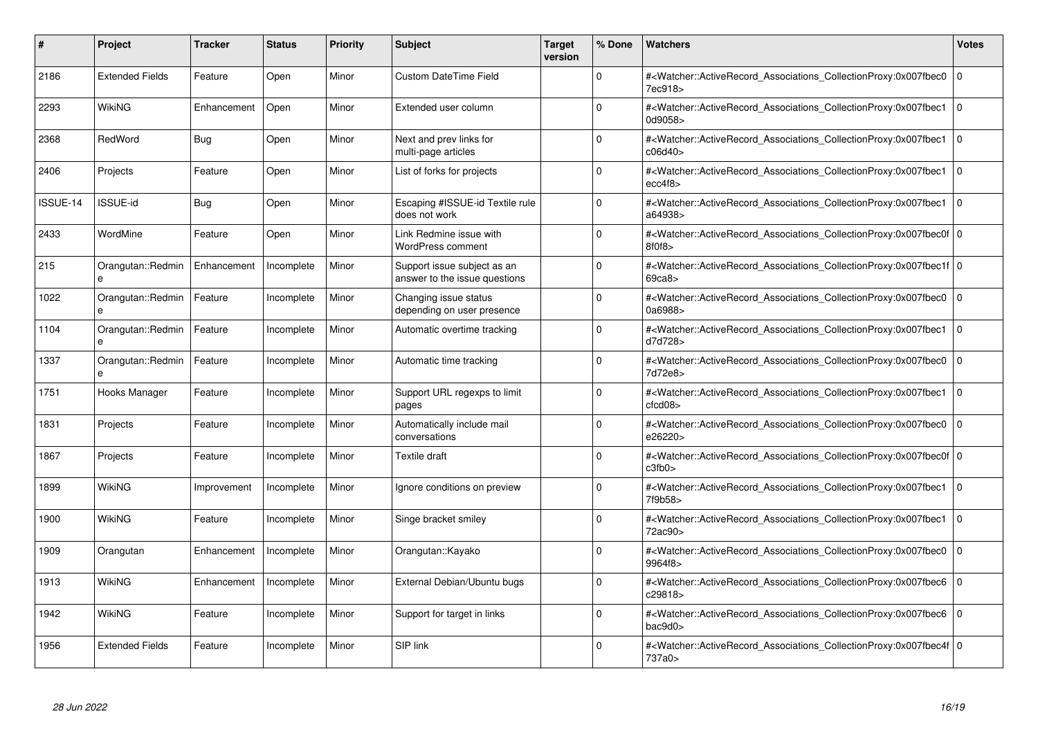| # | Project | Tracker | Status | Priority | Subject | Target version | % Done | Watchers | Votes |
|---|---|---|---|---|---|---|---|---|---|
| 2186 | Extended Fields | Feature | Open | Minor | Custom DateTime Field | | 0 | #<Watcher::ActiveRecord_Associations_CollectionProxy:0x007fbec07ec918> | 0 |
| 2293 | WikiNG | Enhancement | Open | Minor | Extended user column | | 0 | #<Watcher::ActiveRecord_Associations_CollectionProxy:0x007fbec10d9058> | 0 |
| 2368 | RedWord | Bug | Open | Minor | Next and prev links for multi-page articles | | 0 | #<Watcher::ActiveRecord_Associations_CollectionProxy:0x007fbec1c06d40> | 0 |
| 2406 | Projects | Feature | Open | Minor | List of forks for projects | | 0 | #<Watcher::ActiveRecord_Associations_CollectionProxy:0x007fbec1ecc4f8> | 0 |
| ISSUE-14 | ISSUE-id | Bug | Open | Minor | Escaping #ISSUE-id Textile rule does not work | | 0 | #<Watcher::ActiveRecord_Associations_CollectionProxy:0x007fbec1a64938> | 0 |
| 2433 | WordMine | Feature | Open | Minor | Link Redmine issue with WordPress comment | | 0 | #<Watcher::ActiveRecord_Associations_CollectionProxy:0x007fbec0f8f0f8> | 0 |
| 215 | Orangutan::Redmine | Enhancement | Incomplete | Minor | Support issue subject as an answer to the issue questions | | 0 | #<Watcher::ActiveRecord_Associations_CollectionProxy:0x007fbec1f69ca8> | 0 |
| 1022 | Orangutan::Redmine | Feature | Incomplete | Minor | Changing issue status depending on user presence | | 0 | #<Watcher::ActiveRecord_Associations_CollectionProxy:0x007fbec00a6988> | 0 |
| 1104 | Orangutan::Redmine | Feature | Incomplete | Minor | Automatic overtime tracking | | 0 | #<Watcher::ActiveRecord_Associations_CollectionProxy:0x007fbec1d7d728> | 0 |
| 1337 | Orangutan::Redmine | Feature | Incomplete | Minor | Automatic time tracking | | 0 | #<Watcher::ActiveRecord_Associations_CollectionProxy:0x007fbec07d72e8> | 0 |
| 1751 | Hooks Manager | Feature | Incomplete | Minor | Support URL regexps to limit pages | | 0 | #<Watcher::ActiveRecord_Associations_CollectionProxy:0x007fbec1cfcd08> | 0 |
| 1831 | Projects | Feature | Incomplete | Minor | Automatically include mail conversations | | 0 | #<Watcher::ActiveRecord_Associations_CollectionProxy:0x007fbec0e26220> | 0 |
| 1867 | Projects | Feature | Incomplete | Minor | Textile draft | | 0 | #<Watcher::ActiveRecord_Associations_CollectionProxy:0x007fbec0fc3fb0> | 0 |
| 1899 | WikiNG | Improvement | Incomplete | Minor | Ignore conditions on preview | | 0 | #<Watcher::ActiveRecord_Associations_CollectionProxy:0x007fbec17f9b58> | 0 |
| 1900 | WikiNG | Feature | Incomplete | Minor | Singe bracket smiley | | 0 | #<Watcher::ActiveRecord_Associations_CollectionProxy:0x007fbec172ac90> | 0 |
| 1909 | Orangutan | Enhancement | Incomplete | Minor | Orangutan::Kayako | | 0 | #<Watcher::ActiveRecord_Associations_CollectionProxy:0x007fbec09964f8> | 0 |
| 1913 | WikiNG | Enhancement | Incomplete | Minor | External Debian/Ubuntu bugs | | 0 | #<Watcher::ActiveRecord_Associations_CollectionProxy:0x007fbec6c29818> | 0 |
| 1942 | WikiNG | Feature | Incomplete | Minor | Support for target in links | | 0 | #<Watcher::ActiveRecord_Associations_CollectionProxy:0x007fbec6bac9d0> | 0 |
| 1956 | Extended Fields | Feature | Incomplete | Minor | SIP link | | 0 | #<Watcher::ActiveRecord_Associations_CollectionProxy:0x007fbec4f737a0> | 0 |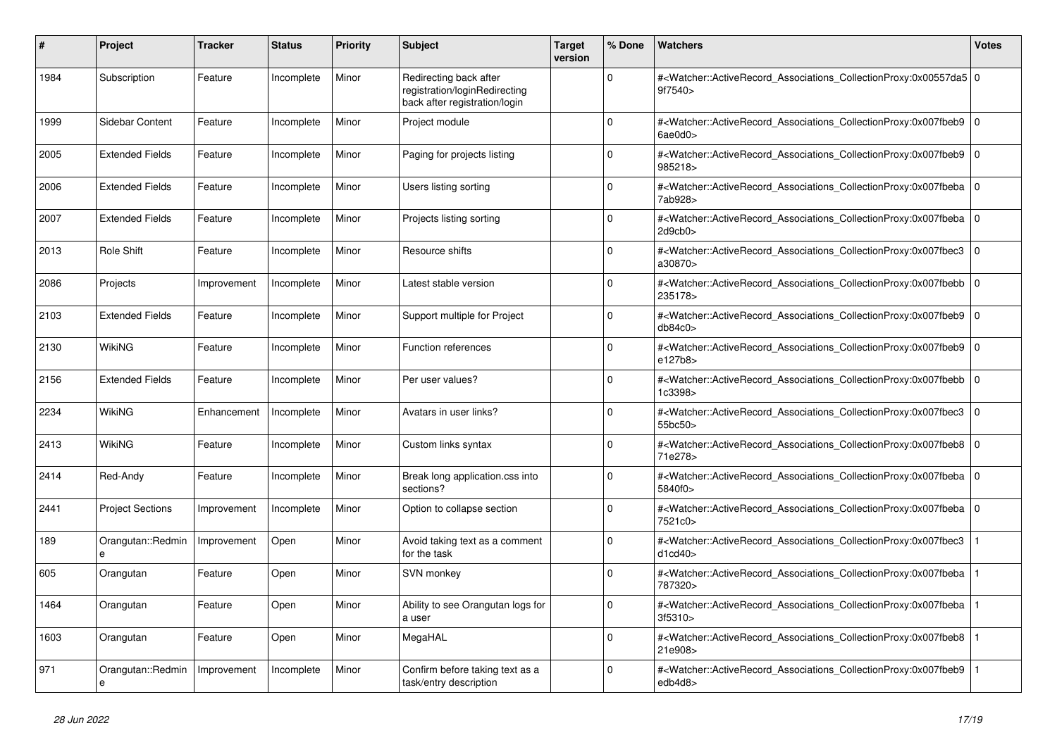| # | Project | Tracker | Status | Priority | Subject | Target version | % Done | Watchers | Votes |
| --- | --- | --- | --- | --- | --- | --- | --- | --- | --- |
| 1984 | Subscription | Feature | Incomplete | Minor | Redirecting back after registration/loginRedirecting back after registration/login | | 0 | #<Watcher::ActiveRecord_Associations_CollectionProxy:0x00557da59f7540> | 0 |
| 1999 | Sidebar Content | Feature | Incomplete | Minor | Project module | | 0 | #<Watcher::ActiveRecord_Associations_CollectionProxy:0x007fbeb96ae0d0> | 0 |
| 2005 | Extended Fields | Feature | Incomplete | Minor | Paging for projects listing | | 0 | #<Watcher::ActiveRecord_Associations_CollectionProxy:0x007fbeb9985218> | 0 |
| 2006 | Extended Fields | Feature | Incomplete | Minor | Users listing sorting | | 0 | #<Watcher::ActiveRecord_Associations_CollectionProxy:0x007fbeba7ab928> | 0 |
| 2007 | Extended Fields | Feature | Incomplete | Minor | Projects listing sorting | | 0 | #<Watcher::ActiveRecord_Associations_CollectionProxy:0x007fbeba2d9cb0> | 0 |
| 2013 | Role Shift | Feature | Incomplete | Minor | Resource shifts | | 0 | #<Watcher::ActiveRecord_Associations_CollectionProxy:0x007fbec3a30870> | 0 |
| 2086 | Projects | Improvement | Incomplete | Minor | Latest stable version | | 0 | #<Watcher::ActiveRecord_Associations_CollectionProxy:0x007fbebb235178> | 0 |
| 2103 | Extended Fields | Feature | Incomplete | Minor | Support multiple for Project | | 0 | #<Watcher::ActiveRecord_Associations_CollectionProxy:0x007fbeb9db84c0> | 0 |
| 2130 | WikiNG | Feature | Incomplete | Minor | Function references | | 0 | #<Watcher::ActiveRecord_Associations_CollectionProxy:0x007fbeb9e127b8> | 0 |
| 2156 | Extended Fields | Feature | Incomplete | Minor | Per user values? | | 0 | #<Watcher::ActiveRecord_Associations_CollectionProxy:0x007fbebb1c3398> | 0 |
| 2234 | WikiNG | Enhancement | Incomplete | Minor | Avatars in user links? | | 0 | #<Watcher::ActiveRecord_Associations_CollectionProxy:0x007fbec355bc50> | 0 |
| 2413 | WikiNG | Feature | Incomplete | Minor | Custom links syntax | | 0 | #<Watcher::ActiveRecord_Associations_CollectionProxy:0x007fbeb871e278> | 0 |
| 2414 | Red-Andy | Feature | Incomplete | Minor | Break long application.css into sections? | | 0 | #<Watcher::ActiveRecord_Associations_CollectionProxy:0x007fbeba5840f0> | 0 |
| 2441 | Project Sections | Improvement | Incomplete | Minor | Option to collapse section | | 0 | #<Watcher::ActiveRecord_Associations_CollectionProxy:0x007fbeba7521c0> | 0 |
| 189 | Orangutan::Redmine | Improvement | Open | Minor | Avoid taking text as a comment for the task | | 0 | #<Watcher::ActiveRecord_Associations_CollectionProxy:0x007fbec3d1cd40> | 1 |
| 605 | Orangutan | Feature | Open | Minor | SVN monkey | | 0 | #<Watcher::ActiveRecord_Associations_CollectionProxy:0x007fbeba787320> | 1 |
| 1464 | Orangutan | Feature | Open | Minor | Ability to see Orangutan logs for a user | | 0 | #<Watcher::ActiveRecord_Associations_CollectionProxy:0x007fbeba3f5310> | 1 |
| 1603 | Orangutan | Feature | Open | Minor | MegaHAL | | 0 | #<Watcher::ActiveRecord_Associations_CollectionProxy:0x007fbeb821e908> | 1 |
| 971 | Orangutan::Redmine | Improvement | Incomplete | Minor | Confirm before taking text as a task/entry description | | 0 | #<Watcher::ActiveRecord_Associations_CollectionProxy:0x007fbeb9edb4d8> | 1 |

*28 Jun 2022*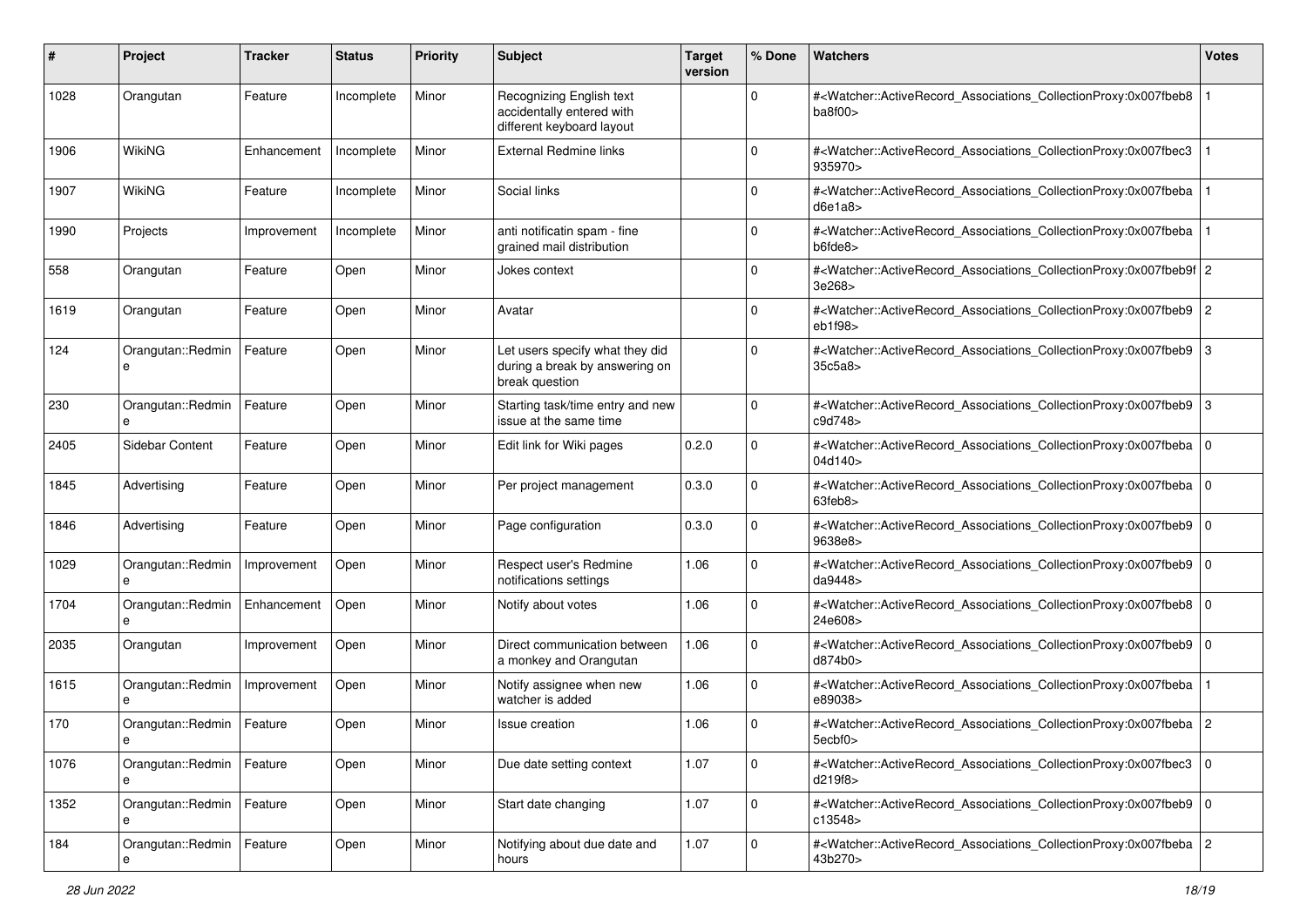| # | Project | Tracker | Status | Priority | Subject | Target version | % Done | Watchers | Votes |
|---|---|---|---|---|---|---|---|---|---|
| 1028 | Orangutan | Feature | Incomplete | Minor | Recognizing English text accidentally entered with different keyboard layout | | 0 | #<Watcher::ActiveRecord_Associations_CollectionProxy:0x007fbeb8ba8f00> | 1 |
| 1906 | WikiNG | Enhancement | Incomplete | Minor | External Redmine links | | 0 | #<Watcher::ActiveRecord_Associations_CollectionProxy:0x007fbec3935970> | 1 |
| 1907 | WikiNG | Feature | Incomplete | Minor | Social links | | 0 | #<Watcher::ActiveRecord_Associations_CollectionProxy:0x007fbebad6e1a8> | 1 |
| 1990 | Projects | Improvement | Incomplete | Minor | anti notificatin spam - fine grained mail distribution | | 0 | #<Watcher::ActiveRecord_Associations_CollectionProxy:0x007fbebab6fde8> | 1 |
| 558 | Orangutan | Feature | Open | Minor | Jokes context | | 0 | #<Watcher::ActiveRecord_Associations_CollectionProxy:0x007fbeb9f3e268> | 2 |
| 1619 | Orangutan | Feature | Open | Minor | Avatar | | 0 | #<Watcher::ActiveRecord_Associations_CollectionProxy:0x007fbeb9eb1f98> | 2 |
| 124 | Orangutan::Redmine | Feature | Open | Minor | Let users specify what they did during a break by answering on break question | | 0 | #<Watcher::ActiveRecord_Associations_CollectionProxy:0x007fbeb935c5a8> | 3 |
| 230 | Orangutan::Redmine | Feature | Open | Minor | Starting task/time entry and new issue at the same time | | 0 | #<Watcher::ActiveRecord_Associations_CollectionProxy:0x007fbeb9c9d748> | 3 |
| 2405 | Sidebar Content | Feature | Open | Minor | Edit link for Wiki pages | 0.2.0 | 0 | #<Watcher::ActiveRecord_Associations_CollectionProxy:0x007fbeba04d140> | 0 |
| 1845 | Advertising | Feature | Open | Minor | Per project management | 0.3.0 | 0 | #<Watcher::ActiveRecord_Associations_CollectionProxy:0x007fbeba63feb8> | 0 |
| 1846 | Advertising | Feature | Open | Minor | Page configuration | 0.3.0 | 0 | #<Watcher::ActiveRecord_Associations_CollectionProxy:0x007fbeb99638e8> | 0 |
| 1029 | Orangutan::Redmine | Improvement | Open | Minor | Respect user's Redmine notifications settings | 1.06 | 0 | #<Watcher::ActiveRecord_Associations_CollectionProxy:0x007fbeb9da9448> | 0 |
| 1704 | Orangutan::Redmine | Enhancement | Open | Minor | Notify about votes | 1.06 | 0 | #<Watcher::ActiveRecord_Associations_CollectionProxy:0x007fbeb824e608> | 0 |
| 2035 | Orangutan | Improvement | Open | Minor | Direct communication between a monkey and Orangutan | 1.06 | 0 | #<Watcher::ActiveRecord_Associations_CollectionProxy:0x007fbeb9d874b0> | 0 |
| 1615 | Orangutan::Redmine | Improvement | Open | Minor | Notify assignee when new watcher is added | 1.06 | 0 | #<Watcher::ActiveRecord_Associations_CollectionProxy:0x007fbebae89038> | 1 |
| 170 | Orangutan::Redmine | Feature | Open | Minor | Issue creation | 1.06 | 0 | #<Watcher::ActiveRecord_Associations_CollectionProxy:0x007fbeba5ecbf0> | 2 |
| 1076 | Orangutan::Redmine | Feature | Open | Minor | Due date setting context | 1.07 | 0 | #<Watcher::ActiveRecord_Associations_CollectionProxy:0x007fbec3d219f8> | 0 |
| 1352 | Orangutan::Redmine | Feature | Open | Minor | Start date changing | 1.07 | 0 | #<Watcher::ActiveRecord_Associations_CollectionProxy:0x007fbeb9c13548> | 0 |
| 184 | Orangutan::Redmine | Feature | Open | Minor | Notifying about due date and hours | 1.07 | 0 | #<Watcher::ActiveRecord_Associations_CollectionProxy:0x007fbeba43b270> | 2 |

*28 Jun 2022*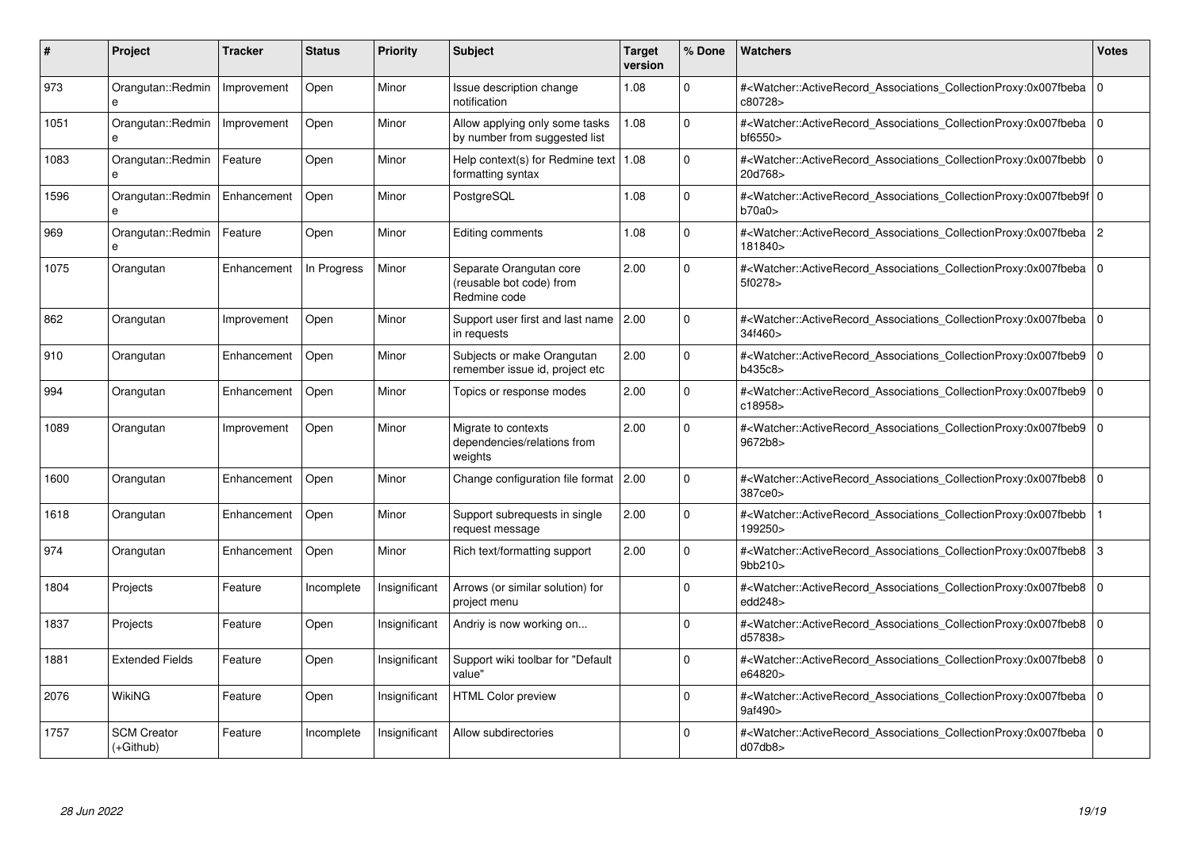| # | Project | Tracker | Status | Priority | Subject | Target version | % Done | Watchers | Votes |
|---|---|---|---|---|---|---|---|---|---|
| 973 | Orangutan::Redmine | Improvement | Open | Minor | Issue description change notification | 1.08 | 0 | #<Watcher::ActiveRecord_Associations_CollectionProxy:0x007fbebac80728> | 0 |
| 1051 | Orangutan::Redmine | Improvement | Open | Minor | Allow applying only some tasks by number from suggested list | 1.08 | 0 | #<Watcher::ActiveRecord_Associations_CollectionProxy:0x007fbebabf6550> | 0 |
| 1083 | Orangutan::Redmine | Feature | Open | Minor | Help context(s) for Redmine text formatting syntax | 1.08 | 0 | #<Watcher::ActiveRecord_Associations_CollectionProxy:0x007fbebb20d768> | 0 |
| 1596 | Orangutan::Redmine | Enhancement | Open | Minor | PostgreSQL | 1.08 | 0 | #<Watcher::ActiveRecord_Associations_CollectionProxy:0x007fbeb9fb70a0> | 0 |
| 969 | Orangutan::Redmine | Feature | Open | Minor | Editing comments | 1.08 | 0 | #<Watcher::ActiveRecord_Associations_CollectionProxy:0x007fbeba181840> | 2 |
| 1075 | Orangutan | Enhancement | In Progress | Minor | Separate Orangutan core (reusable bot code) from Redmine code | 2.00 | 0 | #<Watcher::ActiveRecord_Associations_CollectionProxy:0x007fbeba5f0278> | 0 |
| 862 | Orangutan | Improvement | Open | Minor | Support user first and last name in requests | 2.00 | 0 | #<Watcher::ActiveRecord_Associations_CollectionProxy:0x007fbeba34f460> | 0 |
| 910 | Orangutan | Enhancement | Open | Minor | Subjects or make Orangutan remember issue id, project etc | 2.00 | 0 | #<Watcher::ActiveRecord_Associations_CollectionProxy:0x007fbeb9b435c8> | 0 |
| 994 | Orangutan | Enhancement | Open | Minor | Topics or response modes | 2.00 | 0 | #<Watcher::ActiveRecord_Associations_CollectionProxy:0x007fbeb9c18958> | 0 |
| 1089 | Orangutan | Improvement | Open | Minor | Migrate to contexts dependencies/relations from weights | 2.00 | 0 | #<Watcher::ActiveRecord_Associations_CollectionProxy:0x007fbeb99672b8> | 0 |
| 1600 | Orangutan | Enhancement | Open | Minor | Change configuration file format | 2.00 | 0 | #<Watcher::ActiveRecord_Associations_CollectionProxy:0x007fbeb8387ce0> | 0 |
| 1618 | Orangutan | Enhancement | Open | Minor | Support subrequests in single request message | 2.00 | 0 | #<Watcher::ActiveRecord_Associations_CollectionProxy:0x007fbebb199250> | 1 |
| 974 | Orangutan | Enhancement | Open | Minor | Rich text/formatting support | 2.00 | 0 | #<Watcher::ActiveRecord_Associations_CollectionProxy:0x007fbeb89bb210> | 3 |
| 1804 | Projects | Feature | Incomplete | Insignificant | Arrows (or similar solution) for project menu | | 0 | #<Watcher::ActiveRecord_Associations_CollectionProxy:0x007fbeb8edd248> | 0 |
| 1837 | Projects | Feature | Open | Insignificant | Andriy is now working on... | | 0 | #<Watcher::ActiveRecord_Associations_CollectionProxy:0x007fbeb8d57838> | 0 |
| 1881 | Extended Fields | Feature | Open | Insignificant | Support wiki toolbar for "Default value" | | 0 | #<Watcher::ActiveRecord_Associations_CollectionProxy:0x007fbeb8e64820> | 0 |
| 2076 | WikiNG | Feature | Open | Insignificant | HTML Color preview | | 0 | #<Watcher::ActiveRecord_Associations_CollectionProxy:0x007fbeba9af490> | 0 |
| 1757 | SCM Creator (+Github) | Feature | Incomplete | Insignificant | Allow subdirectories | | 0 | #<Watcher::ActiveRecord_Associations_CollectionProxy:0x007fbebad07db8> | 0 |

*28 Jun 2022*